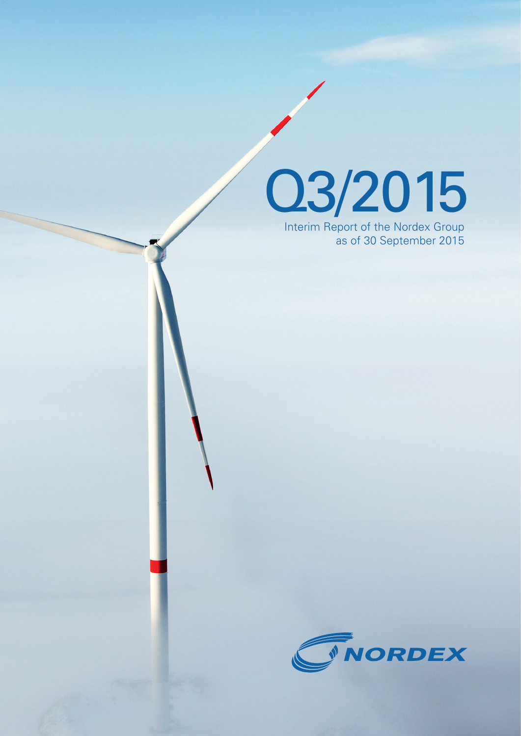# Q3/2015

Interim Report of the Nordex Group as of 30 September 2015

NORDEX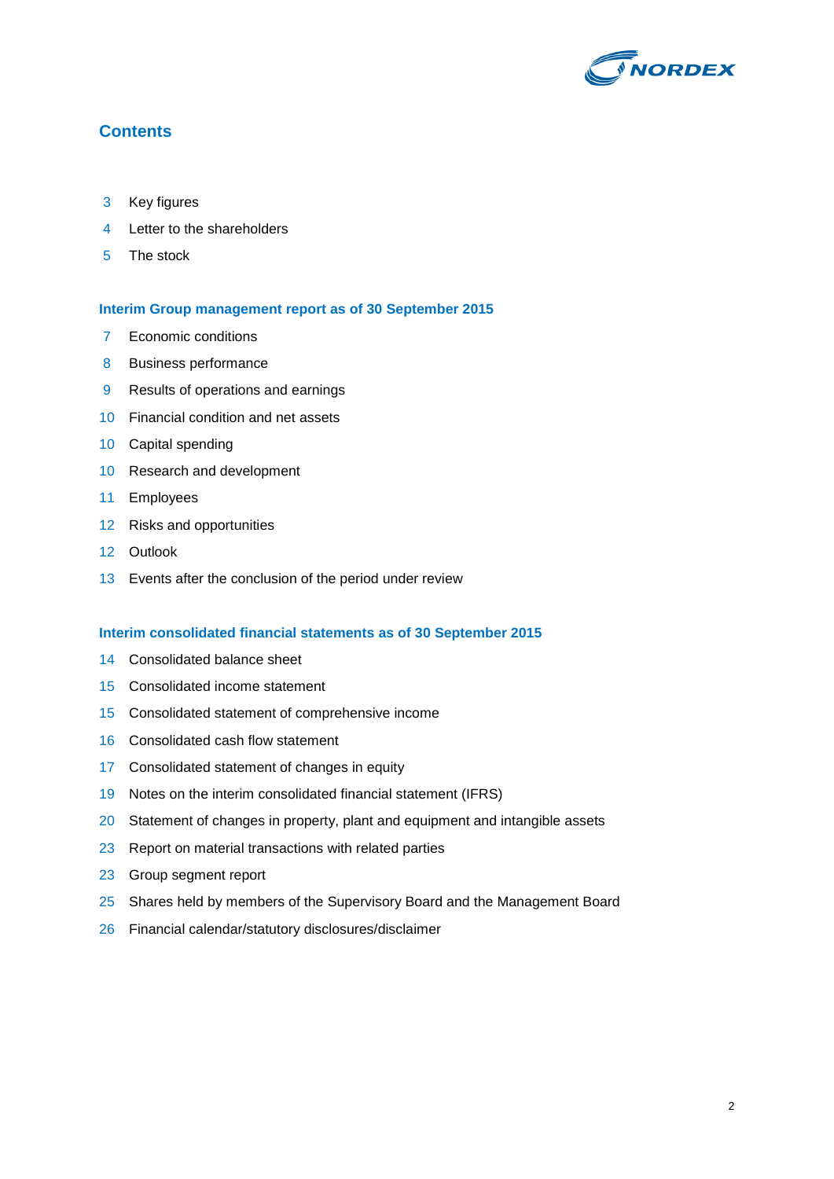# Contents

3 Key figures
4 Letter to the shareholders
5 The stock

## Interim Group management report as of 30 September 2015

7 Economic conditions
8 Business performance
9 Results of operations and earnings
10 Financial condition and net assets
10 Capital spending
10 Research and development
11 Employees
12 Risks and opportunities
12 Outlook
13 Events after the conclusion of the period under review

## Interim consolidated financial statements as of 30 September 2015

14 Consolidated balance sheet
15 Consolidated income statement
15 Consolidated statement of comprehensive income
16 Consolidated cash flow statement
17 Consolidated statement of changes in equity
19 Notes on the interim consolidated financial statement (IFRS)
20 Statement of changes in property, plant and equipment and intangible assets
23 Report on material transactions with related parties
23 Group segment report
25 Shares held by members of the Supervisory Board and the Management Board
26 Financial calendar/statutory disclosures/disclaimer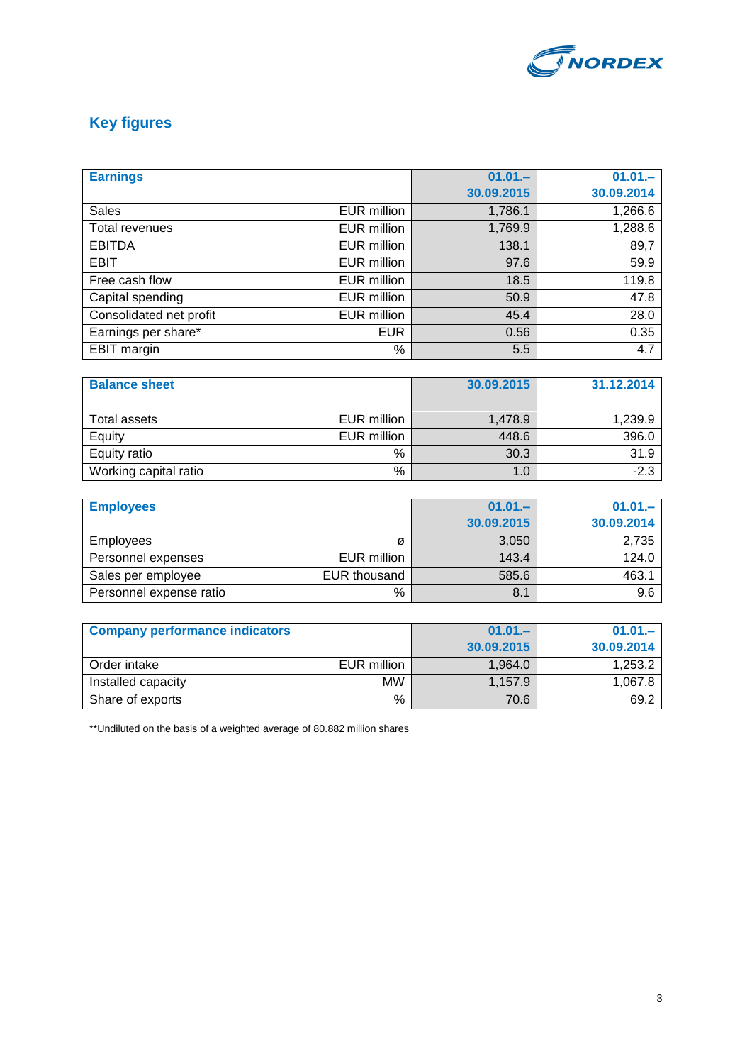## Key figures

| Earnings | | 01.01.– 30.09.2015 | 01.01.– 30.09.2014 |
|---|---|---|---|
| Sales | EUR million | 1,786.1 | 1,266.6 |
| Total revenues | EUR million | 1,769.9 | 1,288.6 |
| EBITDA | EUR million | 138.1 | 89,7 |
| EBIT | EUR million | 97.6 | 59.9 |
| Free cash flow | EUR million | 18.5 | 119.8 |
| Capital spending | EUR million | 50.9 | 47.8 |
| Consolidated net profit | EUR million | 45.4 | 28.0 |
| Earnings per share* | EUR | 0.56 | 0.35 |
| EBIT margin | % | 5.5 | 4.7 |

| Balance sheet | | 30.09.2015 | 31.12.2014 |
|---|---|---|---|
| Total assets | EUR million | 1,478.9 | 1,239.9 |
| Equity | EUR million | 448.6 | 396.0 |
| Equity ratio | % | 30.3 | 31.9 |
| Working capital ratio | % | 1.0 | -2.3 |

| Employees | | 01.01.– 30.09.2015 | 01.01.– 30.09.2014 |
|---|---|---|---|
| Employees | ø | 3,050 | 2,735 |
| Personnel expenses | EUR million | 143.4 | 124.0 |
| Sales per employee | EUR thousand | 585.6 | 463.1 |
| Personnel expense ratio | % | 8.1 | 9.6 |

| Company performance indicators | | 01.01.– 30.09.2015 | 01.01.– 30.09.2014 |
|---|---|---|---|
| Order intake | EUR million | 1,964.0 | 1,253.2 |
| Installed capacity | MW | 1,157.9 | 1,067.8 |
| Share of exports | % | 70.6 | 69.2 |

**Undiluted on the basis of a weighted average of 80.882 million shares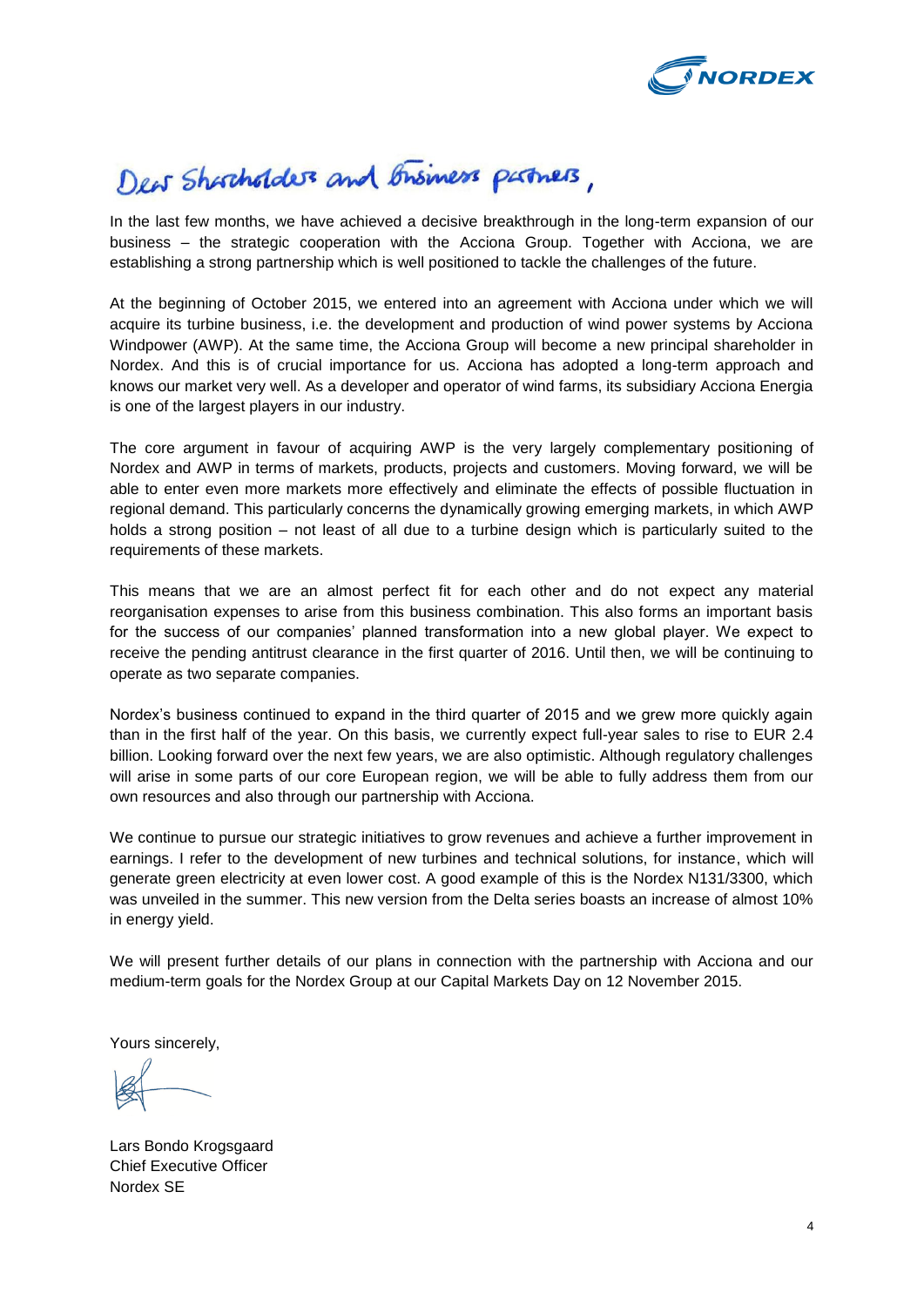# Dear Shareholders and Business partners,

In the last few months, we have achieved a decisive breakthrough in the long-term expansion of our business – the strategic cooperation with the Acciona Group. Together with Acciona, we are establishing a strong partnership which is well positioned to tackle the challenges of the future.

At the beginning of October 2015, we entered into an agreement with Acciona under which we will acquire its turbine business, i.e. the development and production of wind power systems by Acciona Windpower (AWP). At the same time, the Acciona Group will become a new principal shareholder in Nordex. And this is of crucial importance for us. Acciona has adopted a long-term approach and knows our market very well. As a developer and operator of wind farms, its subsidiary Acciona Energia is one of the largest players in our industry.

The core argument in favour of acquiring AWP is the very largely complementary positioning of Nordex and AWP in terms of markets, products, projects and customers. Moving forward, we will be able to enter even more markets more effectively and eliminate the effects of possible fluctuation in regional demand. This particularly concerns the dynamically growing emerging markets, in which AWP holds a strong position – not least of all due to a turbine design which is particularly suited to the requirements of these markets.

This means that we are an almost perfect fit for each other and do not expect any material reorganisation expenses to arise from this business combination. This also forms an important basis for the success of our companies' planned transformation into a new global player. We expect to receive the pending antitrust clearance in the first quarter of 2016. Until then, we will be continuing to operate as two separate companies.

Nordex's business continued to expand in the third quarter of 2015 and we grew more quickly again than in the first half of the year. On this basis, we currently expect full-year sales to rise to EUR 2.4 billion. Looking forward over the next few years, we are also optimistic. Although regulatory challenges will arise in some parts of our core European region, we will be able to fully address them from our own resources and also through our partnership with Acciona.

We continue to pursue our strategic initiatives to grow revenues and achieve a further improvement in earnings. I refer to the development of new turbines and technical solutions, for instance, which will generate green electricity at even lower cost. A good example of this is the Nordex N131/3300, which was unveiled in the summer. This new version from the Delta series boasts an increase of almost 10% in energy yield.

We will present further details of our plans in connection with the partnership with Acciona and our medium-term goals for the Nordex Group at our Capital Markets Day on 12 November 2015.

Yours sincerely,

Lars Bondo Krogsgaard
Chief Executive Officer
Nordex SE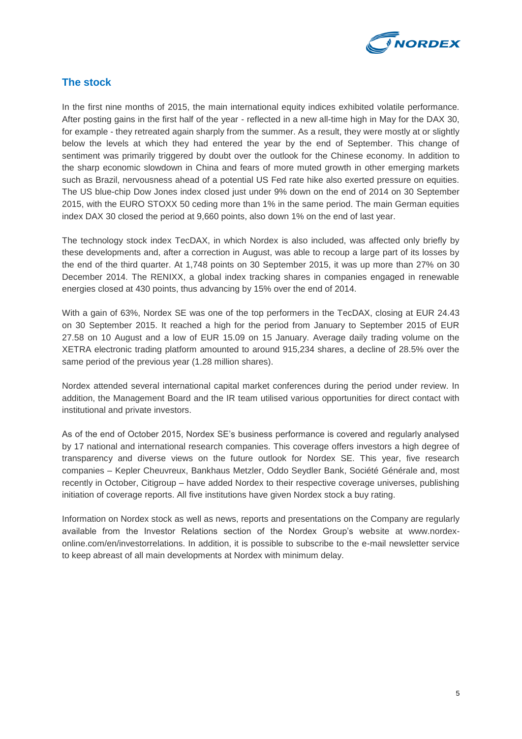## The stock

In the first nine months of 2015, the main international equity indices exhibited volatile performance. After posting gains in the first half of the year - reflected in a new all-time high in May for the DAX 30, for example - they retreated again sharply from the summer. As a result, they were mostly at or slightly below the levels at which they had entered the year by the end of September. This change of sentiment was primarily triggered by doubt over the outlook for the Chinese economy. In addition to the sharp economic slowdown in China and fears of more muted growth in other emerging markets such as Brazil, nervousness ahead of a potential US Fed rate hike also exerted pressure on equities. The US blue-chip Dow Jones index closed just under 9% down on the end of 2014 on 30 September 2015, with the EURO STOXX 50 ceding more than 1% in the same period. The main German equities index DAX 30 closed the period at 9,660 points, also down 1% on the end of last year.

The technology stock index TecDAX, in which Nordex is also included, was affected only briefly by these developments and, after a correction in August, was able to recoup a large part of its losses by the end of the third quarter. At 1,748 points on 30 September 2015, it was up more than 27% on 30 December 2014. The RENIXX, a global index tracking shares in companies engaged in renewable energies closed at 430 points, thus advancing by 15% over the end of 2014.

With a gain of 63%, Nordex SE was one of the top performers in the TecDAX, closing at EUR 24.43 on 30 September 2015. It reached a high for the period from January to September 2015 of EUR 27.58 on 10 August and a low of EUR 15.09 on 15 January. Average daily trading volume on the XETRA electronic trading platform amounted to around 915,234 shares, a decline of 28.5% over the same period of the previous year (1.28 million shares).

Nordex attended several international capital market conferences during the period under review. In addition, the Management Board and the IR team utilised various opportunities for direct contact with institutional and private investors.

As of the end of October 2015, Nordex SE's business performance is covered and regularly analysed by 17 national and international research companies. This coverage offers investors a high degree of transparency and diverse views on the future outlook for Nordex SE. This year, five research companies – Kepler Cheuvreux, Bankhaus Metzler, Oddo Seydler Bank, Société Générale and, most recently in October, Citigroup – have added Nordex to their respective coverage universes, publishing initiation of coverage reports. All five institutions have given Nordex stock a buy rating.

Information on Nordex stock as well as news, reports and presentations on the Company are regularly available from the Investor Relations section of the Nordex Group's website at www.nordex-online.com/en/investorrelations. In addition, it is possible to subscribe to the e-mail newsletter service to keep abreast of all main developments at Nordex with minimum delay.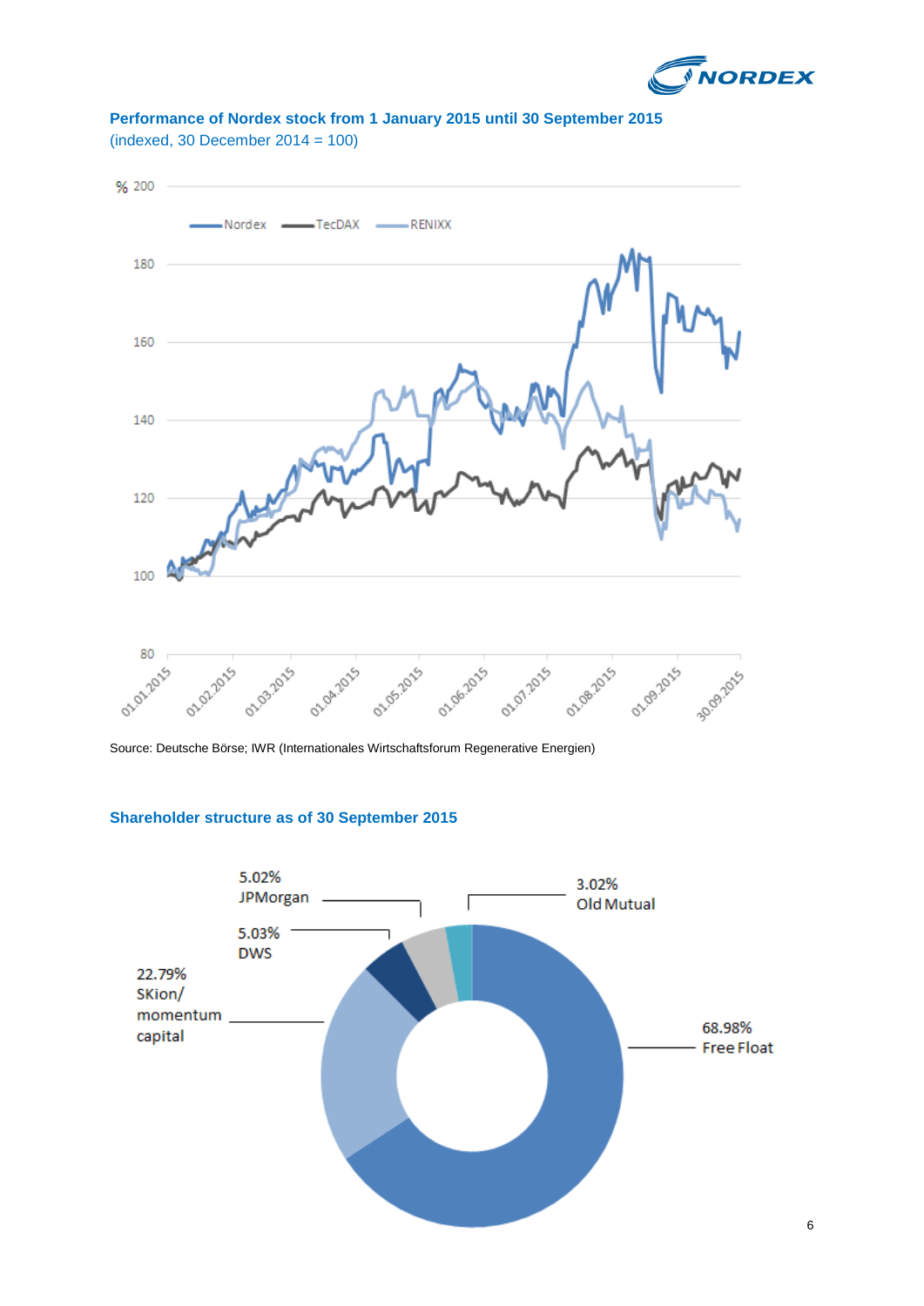### Performance of Nordex stock from 1 January 2015 until 30 September 2015

(indexed, 30 December 2014 = 100)

Source: Deutsche Börse; IWR (Internationales Wirtschaftsforum Regenerative Energien)

### Shareholder structure as of 30 September 2015

| Shareholder | Share |
|---|---|
| Free Float | 68.98% |
| SKion/ momentum capital | 22.79% |
| DWS | 5.03% |
| JPMorgan | 5.02% |
| Old Mutual | 3.02% |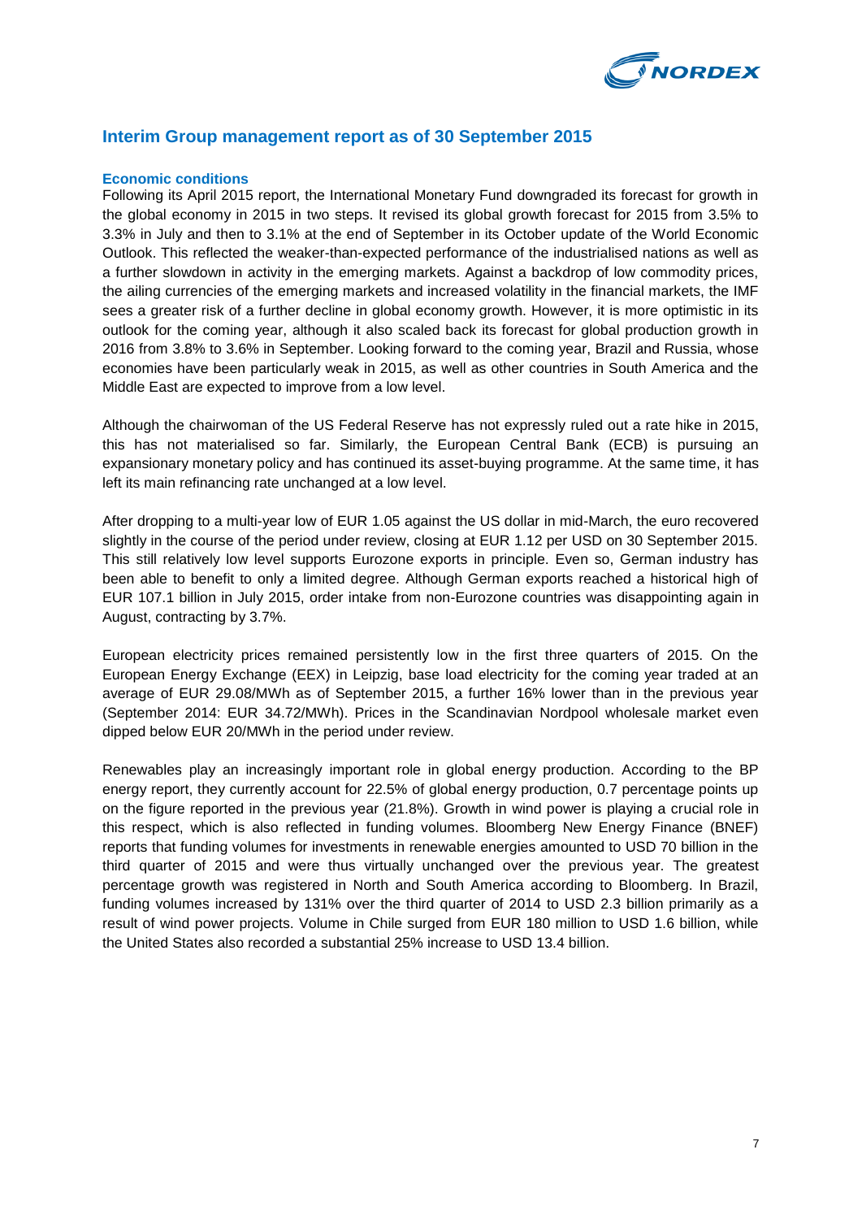## Interim Group management report as of 30 September 2015

### Economic conditions

Following its April 2015 report, the International Monetary Fund downgraded its forecast for growth in the global economy in 2015 in two steps. It revised its global growth forecast for 2015 from 3.5% to 3.3% in July and then to 3.1% at the end of September in its October update of the World Economic Outlook. This reflected the weaker-than-expected performance of the industrialised nations as well as a further slowdown in activity in the emerging markets. Against a backdrop of low commodity prices, the ailing currencies of the emerging markets and increased volatility in the financial markets, the IMF sees a greater risk of a further decline in global economy growth. However, it is more optimistic in its outlook for the coming year, although it also scaled back its forecast for global production growth in 2016 from 3.8% to 3.6% in September. Looking forward to the coming year, Brazil and Russia, whose economies have been particularly weak in 2015, as well as other countries in South America and the Middle East are expected to improve from a low level.

Although the chairwoman of the US Federal Reserve has not expressly ruled out a rate hike in 2015, this has not materialised so far. Similarly, the European Central Bank (ECB) is pursuing an expansionary monetary policy and has continued its asset-buying programme. At the same time, it has left its main refinancing rate unchanged at a low level.

After dropping to a multi-year low of EUR 1.05 against the US dollar in mid-March, the euro recovered slightly in the course of the period under review, closing at EUR 1.12 per USD on 30 September 2015. This still relatively low level supports Eurozone exports in principle. Even so, German industry has been able to benefit to only a limited degree. Although German exports reached a historical high of EUR 107.1 billion in July 2015, order intake from non-Eurozone countries was disappointing again in August, contracting by 3.7%.

European electricity prices remained persistently low in the first three quarters of 2015. On the European Energy Exchange (EEX) in Leipzig, base load electricity for the coming year traded at an average of EUR 29.08/MWh as of September 2015, a further 16% lower than in the previous year (September 2014: EUR 34.72/MWh). Prices in the Scandinavian Nordpool wholesale market even dipped below EUR 20/MWh in the period under review.

Renewables play an increasingly important role in global energy production. According to the BP energy report, they currently account for 22.5% of global energy production, 0.7 percentage points up on the figure reported in the previous year (21.8%). Growth in wind power is playing a crucial role in this respect, which is also reflected in funding volumes. Bloomberg New Energy Finance (BNEF) reports that funding volumes for investments in renewable energies amounted to USD 70 billion in the third quarter of 2015 and were thus virtually unchanged over the previous year. The greatest percentage growth was registered in North and South America according to Bloomberg. In Brazil, funding volumes increased by 131% over the third quarter of 2014 to USD 2.3 billion primarily as a result of wind power projects. Volume in Chile surged from EUR 180 million to USD 1.6 billion, while the United States also recorded a substantial 25% increase to USD 13.4 billion.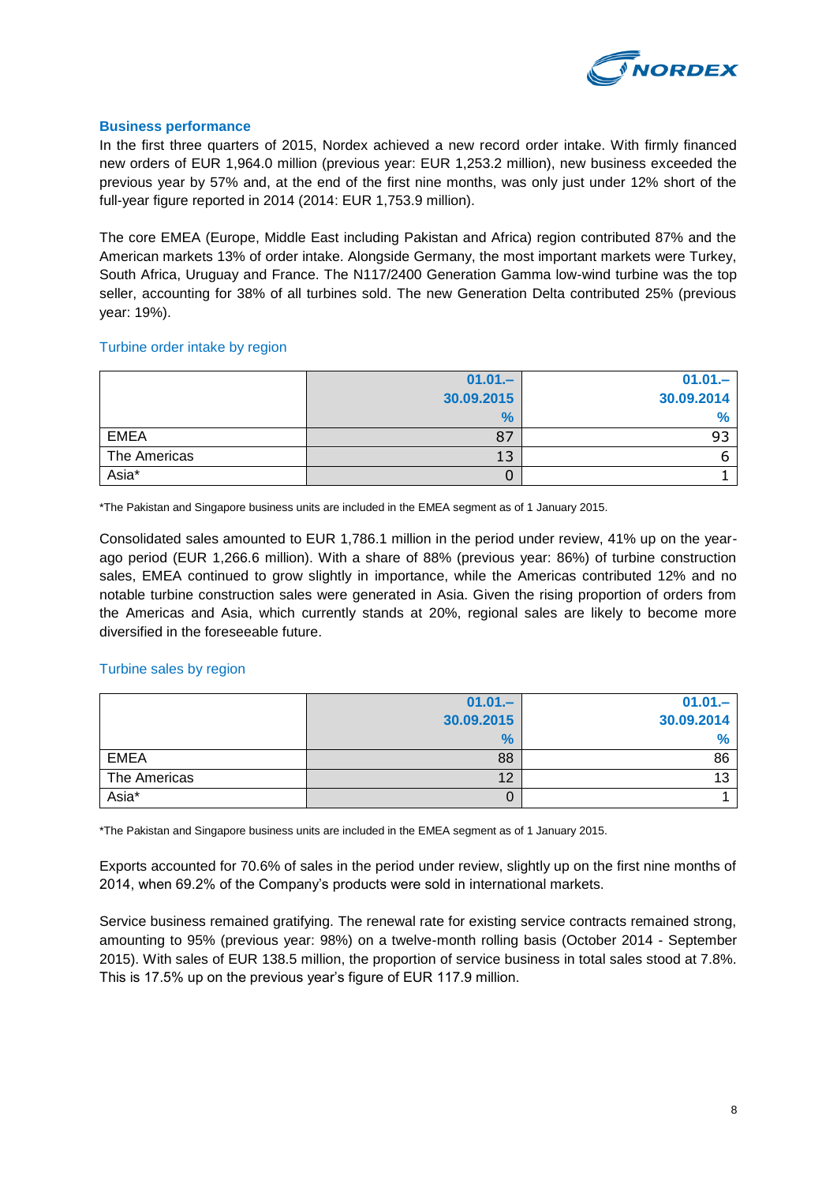## Business performance

In the first three quarters of 2015, Nordex achieved a new record order intake. With firmly financed new orders of EUR 1,964.0 million (previous year: EUR 1,253.2 million), new business exceeded the previous year by 57% and, at the end of the first nine months, was only just under 12% short of the full-year figure reported in 2014 (2014: EUR 1,753.9 million).

The core EMEA (Europe, Middle East including Pakistan and Africa) region contributed 87% and the American markets 13% of order intake. Alongside Germany, the most important markets were Turkey, South Africa, Uruguay and France. The N117/2400 Generation Gamma low-wind turbine was the top seller, accounting for 38% of all turbines sold. The new Generation Delta contributed 25% (previous year: 19%).

### Turbine order intake by region

| | 01.01.– 30.09.2015 % | 01.01.– 30.09.2014 % |
|---|---|---|
| EMEA | 87 | 93 |
| The Americas | 13 | 6 |
| Asia* | 0 | 1 |

*The Pakistan and Singapore business units are included in the EMEA segment as of 1 January 2015.

Consolidated sales amounted to EUR 1,786.1 million in the period under review, 41% up on the year-ago period (EUR 1,266.6 million). With a share of 88% (previous year: 86%) of turbine construction sales, EMEA continued to grow slightly in importance, while the Americas contributed 12% and no notable turbine construction sales were generated in Asia. Given the rising proportion of orders from the Americas and Asia, which currently stands at 20%, regional sales are likely to become more diversified in the foreseeable future.

### Turbine sales by region

| | 01.01.– 30.09.2015 % | 01.01.– 30.09.2014 % |
|---|---|---|
| EMEA | 88 | 86 |
| The Americas | 12 | 13 |
| Asia* | 0 | 1 |

*The Pakistan and Singapore business units are included in the EMEA segment as of 1 January 2015.

Exports accounted for 70.6% of sales in the period under review, slightly up on the first nine months of 2014, when 69.2% of the Company's products were sold in international markets.

Service business remained gratifying. The renewal rate for existing service contracts remained strong, amounting to 95% (previous year: 98%) on a twelve-month rolling basis (October 2014 - September 2015). With sales of EUR 138.5 million, the proportion of service business in total sales stood at 7.8%. This is 17.5% up on the previous year's figure of EUR 117.9 million.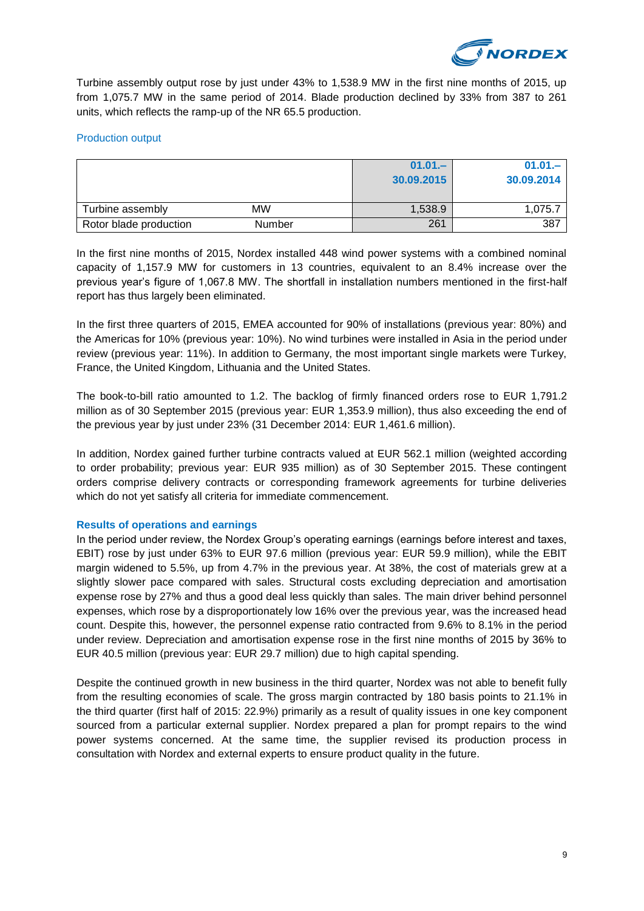Turbine assembly output rose by just under 43% to 1,538.9 MW in the first nine months of 2015, up from 1,075.7 MW in the same period of 2014. Blade production declined by 33% from 387 to 261 units, which reflects the ramp-up of the NR 65.5 production.

Production output

| | | 01.01.–30.09.2015 | 01.01.–30.09.2014 |
|---|---|---|---|
| Turbine assembly | MW | 1,538.9 | 1,075.7 |
| Rotor blade production | Number | 261 | 387 |

In the first nine months of 2015, Nordex installed 448 wind power systems with a combined nominal capacity of 1,157.9 MW for customers in 13 countries, equivalent to an 8.4% increase over the previous year's figure of 1,067.8 MW. The shortfall in installation numbers mentioned in the first-half report has thus largely been eliminated.

In the first three quarters of 2015, EMEA accounted for 90% of installations (previous year: 80%) and the Americas for 10% (previous year: 10%). No wind turbines were installed in Asia in the period under review (previous year: 11%). In addition to Germany, the most important single markets were Turkey, France, the United Kingdom, Lithuania and the United States.

The book-to-bill ratio amounted to 1.2. The backlog of firmly financed orders rose to EUR 1,791.2 million as of 30 September 2015 (previous year: EUR 1,353.9 million), thus also exceeding the end of the previous year by just under 23% (31 December 2014: EUR 1,461.6 million).

In addition, Nordex gained further turbine contracts valued at EUR 562.1 million (weighted according to order probability; previous year: EUR 935 million) as of 30 September 2015. These contingent orders comprise delivery contracts or corresponding framework agreements for turbine deliveries which do not yet satisfy all criteria for immediate commencement.

**Results of operations and earnings**

In the period under review, the Nordex Group's operating earnings (earnings before interest and taxes, EBIT) rose by just under 63% to EUR 97.6 million (previous year: EUR 59.9 million), while the EBIT margin widened to 5.5%, up from 4.7% in the previous year. At 38%, the cost of materials grew at a slightly slower pace compared with sales. Structural costs excluding depreciation and amortisation expense rose by 27% and thus a good deal less quickly than sales. The main driver behind personnel expenses, which rose by a disproportionately low 16% over the previous year, was the increased head count. Despite this, however, the personnel expense ratio contracted from 9.6% to 8.1% in the period under review. Depreciation and amortisation expense rose in the first nine months of 2015 by 36% to EUR 40.5 million (previous year: EUR 29.7 million) due to high capital spending.

Despite the continued growth in new business in the third quarter, Nordex was not able to benefit fully from the resulting economies of scale. The gross margin contracted by 180 basis points to 21.1% in the third quarter (first half of 2015: 22.9%) primarily as a result of quality issues in one key component sourced from a particular external supplier. Nordex prepared a plan for prompt repairs to the wind power systems concerned. At the same time, the supplier revised its production process in consultation with Nordex and external experts to ensure product quality in the future.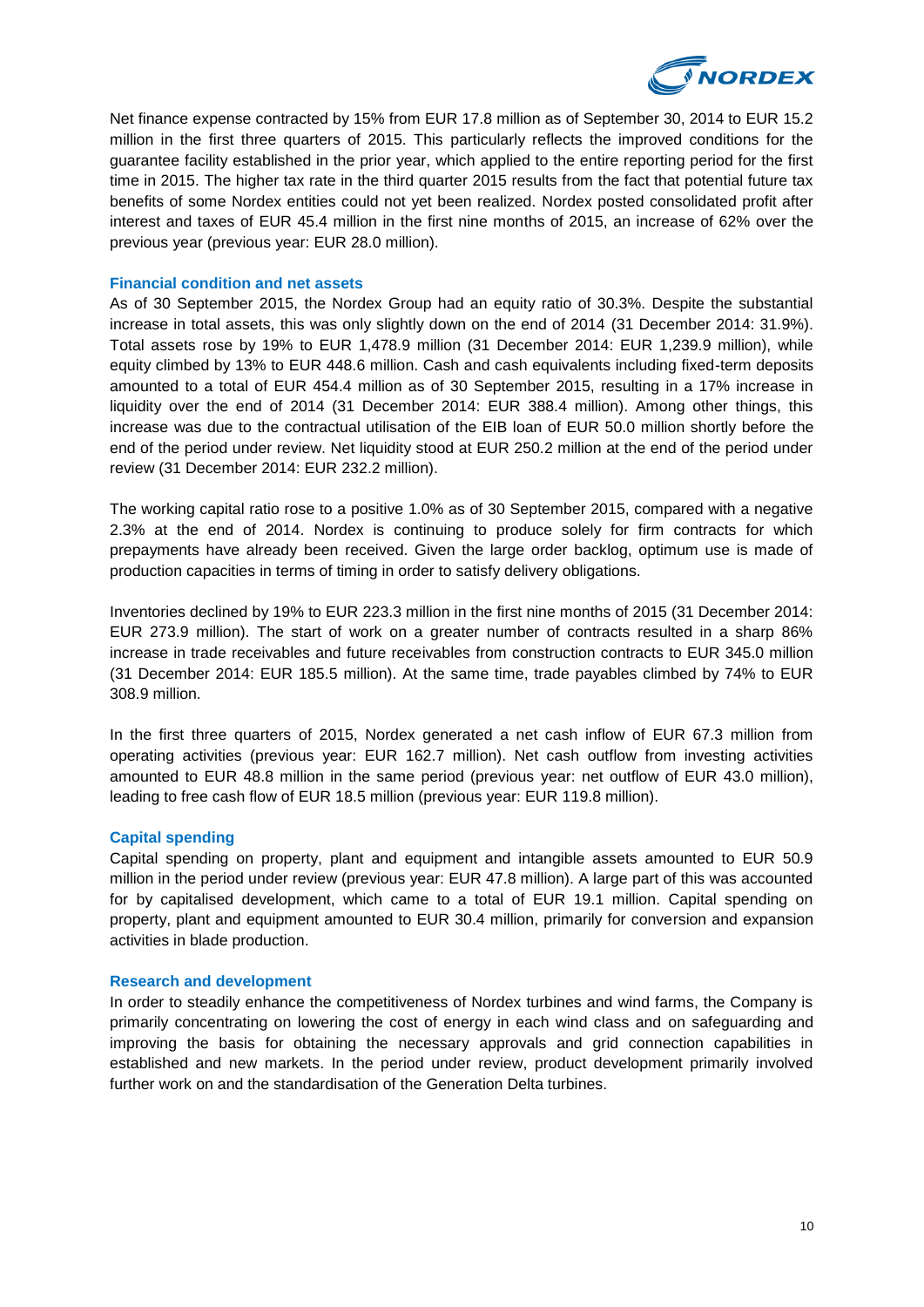Net finance expense contracted by 15% from EUR 17.8 million as of September 30, 2014 to EUR 15.2 million in the first three quarters of 2015. This particularly reflects the improved conditions for the guarantee facility established in the prior year, which applied to the entire reporting period for the first time in 2015. The higher tax rate in the third quarter 2015 results from the fact that potential future tax benefits of some Nordex entities could not yet been realized. Nordex posted consolidated profit after interest and taxes of EUR 45.4 million in the first nine months of 2015, an increase of 62% over the previous year (previous year: EUR 28.0 million).

### Financial condition and net assets

As of 30 September 2015, the Nordex Group had an equity ratio of 30.3%. Despite the substantial increase in total assets, this was only slightly down on the end of 2014 (31 December 2014: 31.9%). Total assets rose by 19% to EUR 1,478.9 million (31 December 2014: EUR 1,239.9 million), while equity climbed by 13% to EUR 448.6 million. Cash and cash equivalents including fixed-term deposits amounted to a total of EUR 454.4 million as of 30 September 2015, resulting in a 17% increase in liquidity over the end of 2014 (31 December 2014: EUR 388.4 million). Among other things, this increase was due to the contractual utilisation of the EIB loan of EUR 50.0 million shortly before the end of the period under review. Net liquidity stood at EUR 250.2 million at the end of the period under review (31 December 2014: EUR 232.2 million).

The working capital ratio rose to a positive 1.0% as of 30 September 2015, compared with a negative 2.3% at the end of 2014. Nordex is continuing to produce solely for firm contracts for which prepayments have already been received. Given the large order backlog, optimum use is made of production capacities in terms of timing in order to satisfy delivery obligations.

Inventories declined by 19% to EUR 223.3 million in the first nine months of 2015 (31 December 2014: EUR 273.9 million). The start of work on a greater number of contracts resulted in a sharp 86% increase in trade receivables and future receivables from construction contracts to EUR 345.0 million (31 December 2014: EUR 185.5 million). At the same time, trade payables climbed by 74% to EUR 308.9 million.

In the first three quarters of 2015, Nordex generated a net cash inflow of EUR 67.3 million from operating activities (previous year: EUR 162.7 million). Net cash outflow from investing activities amounted to EUR 48.8 million in the same period (previous year: net outflow of EUR 43.0 million), leading to free cash flow of EUR 18.5 million (previous year: EUR 119.8 million).

### Capital spending

Capital spending on property, plant and equipment and intangible assets amounted to EUR 50.9 million in the period under review (previous year: EUR 47.8 million). A large part of this was accounted for by capitalised development, which came to a total of EUR 19.1 million. Capital spending on property, plant and equipment amounted to EUR 30.4 million, primarily for conversion and expansion activities in blade production.

### Research and development

In order to steadily enhance the competitiveness of Nordex turbines and wind farms, the Company is primarily concentrating on lowering the cost of energy in each wind class and on safeguarding and improving the basis for obtaining the necessary approvals and grid connection capabilities in established and new markets. In the period under review, product development primarily involved further work on and the standardisation of the Generation Delta turbines.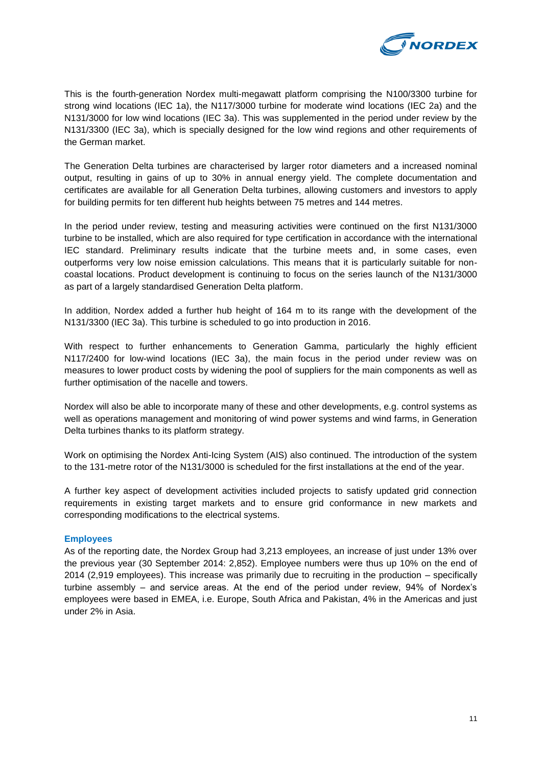This is the fourth-generation Nordex multi-megawatt platform comprising the N100/3300 turbine for strong wind locations (IEC 1a), the N117/3000 turbine for moderate wind locations (IEC 2a) and the N131/3000 for low wind locations (IEC 3a). This was supplemented in the period under review by the N131/3300 (IEC 3a), which is specially designed for the low wind regions and other requirements of the German market.

The Generation Delta turbines are characterised by larger rotor diameters and a increased nominal output, resulting in gains of up to 30% in annual energy yield. The complete documentation and certificates are available for all Generation Delta turbines, allowing customers and investors to apply for building permits for ten different hub heights between 75 metres and 144 metres.

In the period under review, testing and measuring activities were continued on the first N131/3000 turbine to be installed, which are also required for type certification in accordance with the international IEC standard. Preliminary results indicate that the turbine meets and, in some cases, even outperforms very low noise emission calculations. This means that it is particularly suitable for non-coastal locations. Product development is continuing to focus on the series launch of the N131/3000 as part of a largely standardised Generation Delta platform.

In addition, Nordex added a further hub height of 164 m to its range with the development of the N131/3300 (IEC 3a). This turbine is scheduled to go into production in 2016.

With respect to further enhancements to Generation Gamma, particularly the highly efficient N117/2400 for low-wind locations (IEC 3a), the main focus in the period under review was on measures to lower product costs by widening the pool of suppliers for the main components as well as further optimisation of the nacelle and towers.

Nordex will also be able to incorporate many of these and other developments, e.g. control systems as well as operations management and monitoring of wind power systems and wind farms, in Generation Delta turbines thanks to its platform strategy.

Work on optimising the Nordex Anti-Icing System (AIS) also continued. The introduction of the system to the 131-metre rotor of the N131/3000 is scheduled for the first installations at the end of the year.

A further key aspect of development activities included projects to satisfy updated grid connection requirements in existing target markets and to ensure grid conformance in new markets and corresponding modifications to the electrical systems.

### Employees

As of the reporting date, the Nordex Group had 3,213 employees, an increase of just under 13% over the previous year (30 September 2014: 2,852). Employee numbers were thus up 10% on the end of 2014 (2,919 employees). This increase was primarily due to recruiting in the production – specifically turbine assembly – and service areas. At the end of the period under review, 94% of Nordex's employees were based in EMEA, i.e. Europe, South Africa and Pakistan, 4% in the Americas and just under 2% in Asia.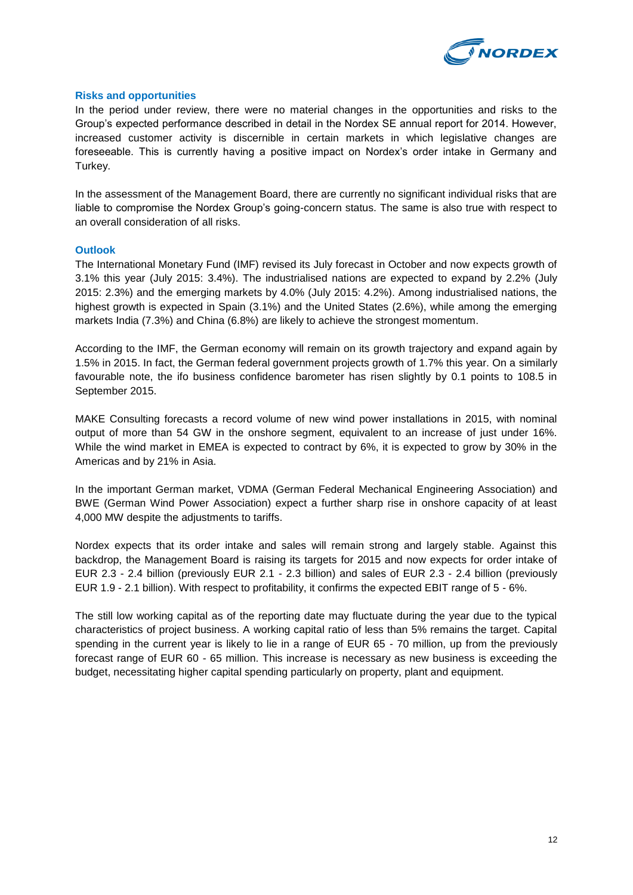## Risks and opportunities

In the period under review, there were no material changes in the opportunities and risks to the Group's expected performance described in detail in the Nordex SE annual report for 2014. However, increased customer activity is discernible in certain markets in which legislative changes are foreseeable. This is currently having a positive impact on Nordex's order intake in Germany and Turkey.

In the assessment of the Management Board, there are currently no significant individual risks that are liable to compromise the Nordex Group's going-concern status. The same is also true with respect to an overall consideration of all risks.

## Outlook

The International Monetary Fund (IMF) revised its July forecast in October and now expects growth of 3.1% this year (July 2015: 3.4%). The industrialised nations are expected to expand by 2.2% (July 2015: 2.3%) and the emerging markets by 4.0% (July 2015: 4.2%). Among industrialised nations, the highest growth is expected in Spain (3.1%) and the United States (2.6%), while among the emerging markets India (7.3%) and China (6.8%) are likely to achieve the strongest momentum.

According to the IMF, the German economy will remain on its growth trajectory and expand again by 1.5% in 2015. In fact, the German federal government projects growth of 1.7% this year. On a similarly favourable note, the ifo business confidence barometer has risen slightly by 0.1 points to 108.5 in September 2015.

MAKE Consulting forecasts a record volume of new wind power installations in 2015, with nominal output of more than 54 GW in the onshore segment, equivalent to an increase of just under 16%. While the wind market in EMEA is expected to contract by 6%, it is expected to grow by 30% in the Americas and by 21% in Asia.

In the important German market, VDMA (German Federal Mechanical Engineering Association) and BWE (German Wind Power Association) expect a further sharp rise in onshore capacity of at least 4,000 MW despite the adjustments to tariffs.

Nordex expects that its order intake and sales will remain strong and largely stable. Against this backdrop, the Management Board is raising its targets for 2015 and now expects for order intake of EUR 2.3 - 2.4 billion (previously EUR 2.1 - 2.3 billion) and sales of EUR 2.3 - 2.4 billion (previously EUR 1.9 - 2.1 billion). With respect to profitability, it confirms the expected EBIT range of 5 - 6%.

The still low working capital as of the reporting date may fluctuate during the year due to the typical characteristics of project business. A working capital ratio of less than 5% remains the target. Capital spending in the current year is likely to lie in a range of EUR 65 - 70 million, up from the previously forecast range of EUR 60 - 65 million. This increase is necessary as new business is exceeding the budget, necessitating higher capital spending particularly on property, plant and equipment.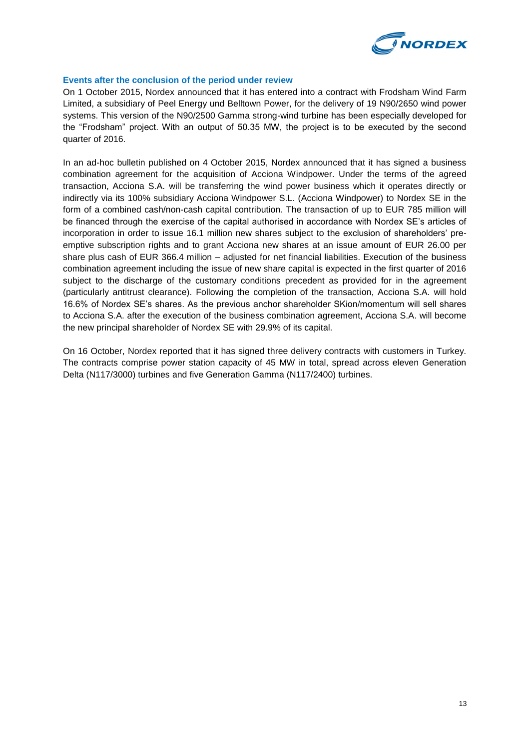## Events after the conclusion of the period under review

On 1 October 2015, Nordex announced that it has entered into a contract with Frodsham Wind Farm Limited, a subsidiary of Peel Energy und Belltown Power, for the delivery of 19 N90/2650 wind power systems. This version of the N90/2500 Gamma strong-wind turbine has been especially developed for the "Frodsham" project. With an output of 50.35 MW, the project is to be executed by the second quarter of 2016.

In an ad-hoc bulletin published on 4 October 2015, Nordex announced that it has signed a business combination agreement for the acquisition of Acciona Windpower. Under the terms of the agreed transaction, Acciona S.A. will be transferring the wind power business which it operates directly or indirectly via its 100% subsidiary Acciona Windpower S.L. (Acciona Windpower) to Nordex SE in the form of a combined cash/non-cash capital contribution. The transaction of up to EUR 785 million will be financed through the exercise of the capital authorised in accordance with Nordex SE's articles of incorporation in order to issue 16.1 million new shares subject to the exclusion of shareholders' pre-emptive subscription rights and to grant Acciona new shares at an issue amount of EUR 26.00 per share plus cash of EUR 366.4 million – adjusted for net financial liabilities. Execution of the business combination agreement including the issue of new share capital is expected in the first quarter of 2016 subject to the discharge of the customary conditions precedent as provided for in the agreement (particularly antitrust clearance). Following the completion of the transaction, Acciona S.A. will hold 16.6% of Nordex SE's shares. As the previous anchor shareholder SKion/momentum will sell shares to Acciona S.A. after the execution of the business combination agreement, Acciona S.A. will become the new principal shareholder of Nordex SE with 29.9% of its capital.

On 16 October, Nordex reported that it has signed three delivery contracts with customers in Turkey. The contracts comprise power station capacity of 45 MW in total, spread across eleven Generation Delta (N117/3000) turbines and five Generation Gamma (N117/2400) turbines.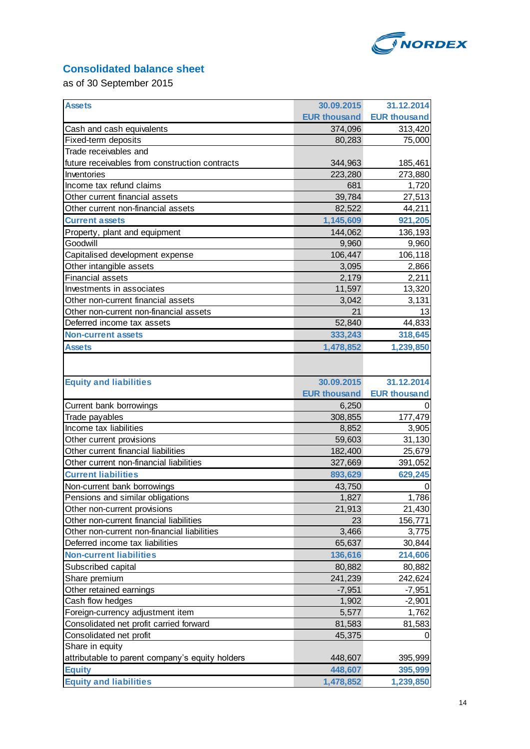## Consolidated balance sheet

as of 30 September 2015

| Assets | 30.09.2015<br>EUR thousand | 31.12.2014<br>EUR thousand |
|---|---|---|
| Cash and cash equivalents | 374,096 | 313,420 |
| Fixed-term deposits | 80,283 | 75,000 |
| Trade receivables and future receivables from construction contracts | 344,963 | 185,461 |
| Inventories | 223,280 | 273,880 |
| Income tax refund claims | 681 | 1,720 |
| Other current financial assets | 39,784 | 27,513 |
| Other current non-financial assets | 82,522 | 44,211 |
| **Current assets** | **1,145,609** | **921,205** |
| Property, plant and equipment | 144,062 | 136,193 |
| Goodwill | 9,960 | 9,960 |
| Capitalised development expense | 106,447 | 106,118 |
| Other intangible assets | 3,095 | 2,866 |
| Financial assets | 2,179 | 2,211 |
| Investments in associates | 11,597 | 13,320 |
| Other non-current financial assets | 3,042 | 3,131 |
| Other non-current non-financial assets | 21 | 13 |
| Deferred income tax assets | 52,840 | 44,833 |
| **Non-current assets** | **333,243** | **318,645** |
| **Assets** | **1,478,852** | **1,239,850** |

| Equity and liabilities | 30.09.2015<br>EUR thousand | 31.12.2014<br>EUR thousand |
|---|---|---|
| Current bank borrowings | 6,250 | 0 |
| Trade payables | 308,855 | 177,479 |
| Income tax liabilities | 8,852 | 3,905 |
| Other current provisions | 59,603 | 31,130 |
| Other current financial liabilities | 182,400 | 25,679 |
| Other current non-financial liabilities | 327,669 | 391,052 |
| **Current liabilities** | **893,629** | **629,245** |
| Non-current bank borrowings | 43,750 | 0 |
| Pensions and similar obligations | 1,827 | 1,786 |
| Other non-current provisions | 21,913 | 21,430 |
| Other non-current financial liabilities | 23 | 156,771 |
| Other non-current non-financial liabilities | 3,466 | 3,775 |
| Deferred income tax liabilities | 65,637 | 30,844 |
| **Non-current liabilities** | **136,616** | **214,606** |
| Subscribed capital | 80,882 | 80,882 |
| Share premium | 241,239 | 242,624 |
| Other retained earnings | -7,951 | -7,951 |
| Cash flow hedges | 1,902 | -2,901 |
| Foreign-currency adjustment item | 5,577 | 1,762 |
| Consolidated net profit carried forward | 81,583 | 81,583 |
| Consolidated net profit | 45,375 | 0 |
| Share in equity attributable to parent company's equity holders | 448,607 | 395,999 |
| **Equity** | **448,607** | **395,999** |
| **Equity and liabilities** | **1,478,852** | **1,239,850** |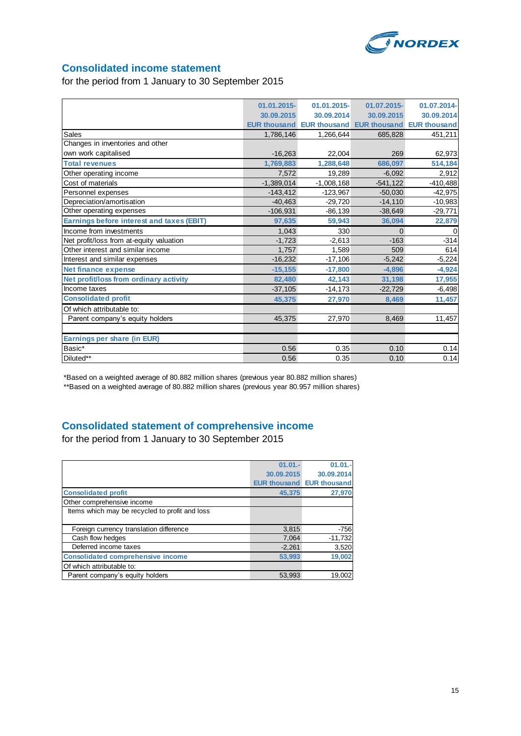## Consolidated income statement

for the period from 1 January to 30 September 2015

| | 01.01.2015-30.09.2015 EUR thousand | 01.01.2015-30.09.2014 EUR thousand | 01.07.2015-30.09.2015 EUR thousand | 01.07.2014-30.09.2014 EUR thousand |
|---|---|---|---|---|
| Sales | 1,786,146 | 1,266,644 | 685,828 | 451,211 |
| Changes in inventories and other own work capitalised | -16,263 | 22,004 | 269 | 62,973 |
| **Total revenues** | **1,769,883** | **1,288,648** | **686,097** | **514,184** |
| Other operating income | 7,572 | 19,289 | -6,092 | 2,912 |
| Cost of materials | -1,389,014 | -1,008,168 | -541,122 | -410,488 |
| Personnel expenses | -143,412 | -123,967 | -50,030 | -42,975 |
| Depreciation/amortisation | -40,463 | -29,720 | -14,110 | -10,983 |
| Other operating expenses | -106,931 | -86,139 | -38,649 | -29,771 |
| **Earnings before interest and taxes (EBIT)** | **97,635** | **59,943** | **36,094** | **22,879** |
| Income from investments | 1,043 | 330 | 0 | 0 |
| Net profit/loss from at-equity valuation | -1,723 | -2,613 | -163 | -314 |
| Other interest and similar income | 1,757 | 1,589 | 509 | 614 |
| Interest and similar expenses | -16,232 | -17,106 | -5,242 | -5,224 |
| **Net finance expense** | **-15,155** | **-17,800** | **-4,896** | **-4,924** |
| **Net profit/loss from ordinary activity** | **82,480** | **42,143** | **31,198** | **17,955** |
| Income taxes | -37,105 | -14,173 | -22,729 | -6,498 |
| **Consolidated profit** | **45,375** | **27,970** | **8,469** | **11,457** |
| Of which attributable to: | | | | |
| Parent company's equity holders | 45,375 | 27,970 | 8,469 | 11,457 |
| | | | | |
| **Earnings per share (in EUR)** | | | | |
| Basic* | 0.56 | 0.35 | 0.10 | 0.14 |
| Diluted** | 0.56 | 0.35 | 0.10 | 0.14 |

*Based on a weighted average of 80.882 million shares (previous year 80.882 million shares)

**Based on a weighted average of 80.882 million shares (previous year 80.957 million shares)

## Consolidated statement of comprehensive income

for the period from 1 January to 30 September 2015

| | 01.01.-30.09.2015 EUR thousand | 01.01.-30.09.2014 EUR thousand |
|---|---|---|
| **Consolidated profit** | **45,375** | **27,970** |
| Other comprehensive income | | |
| Items which may be recycled to profit and loss | | |
| Foreign currency translation difference | 3,815 | -756 |
| Cash flow hedges | 7,064 | -11,732 |
| Deferred income taxes | -2,261 | 3,520 |
| **Consolidated comprehensive income** | **53,993** | **19,002** |
| Of which attributable to: | | |
| Parent company's equity holders | 53,993 | 19,002 |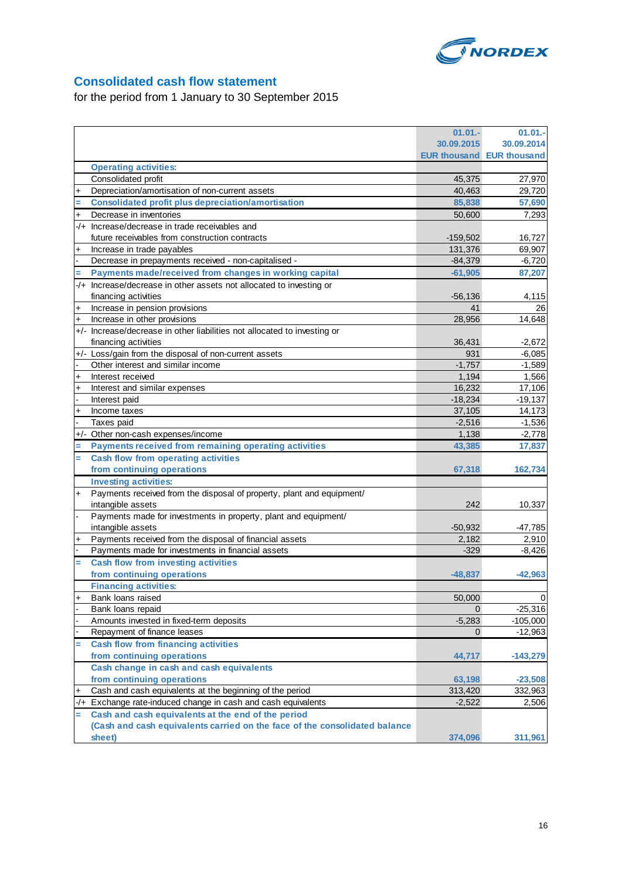## Consolidated cash flow statement

for the period from 1 January to 30 September 2015

| | | 01.01.-30.09.2015 EUR thousand | 01.01.-30.09.2014 EUR thousand |
|---|---|---|---|
| | **Operating activities:** | | |
| | Consolidated profit | 45,375 | 27,970 |
| + | Depreciation/amortisation of non-current assets | 40,463 | 29,720 |
| = | **Consolidated profit plus depreciation/amortisation** | **85,838** | **57,690** |
| + | Decrease in inventories | 50,600 | 7,293 |
| -/+ | Increase/decrease in trade receivables and future receivables from construction contracts | -159,502 | 16,727 |
| + | Increase in trade payables | 131,376 | 69,907 |
| - | Decrease in prepayments received - non-capitalised - | -84,379 | -6,720 |
| = | **Payments made/received from changes in working capital** | **-61,905** | **87,207** |
| -/+ | Increase/decrease in other assets not allocated to investing or financing activities | -56,136 | 4,115 |
| + | Increase in pension provisions | 41 | 26 |
| + | Increase in other provisions | 28,956 | 14,648 |
| +/- | Increase/decrease in other liabilities not allocated to investing or financing activities | 36,431 | -2,672 |
| +/- | Loss/gain from the disposal of non-current assets | 931 | -6,085 |
| - | Other interest and similar income | -1,757 | -1,589 |
| + | Interest received | 1,194 | 1,566 |
| + | Interest and similar expenses | 16,232 | 17,106 |
| - | Interest paid | -18,234 | -19,137 |
| + | Income taxes | 37,105 | 14,173 |
| - | Taxes paid | -2,516 | -1,536 |
| +/- | Other non-cash expenses/income | 1,138 | -2,778 |
| = | **Payments received from remaining operating activities** | **43,385** | **17,837** |
| = | **Cash flow from operating activities from continuing operations** | **67,318** | **162,734** |
| | **Investing activities:** | | |
| + | Payments received from the disposal of property, plant and equipment/ intangible assets | 242 | 10,337 |
| - | Payments made for investments in property, plant and equipment/ intangible assets | -50,932 | -47,785 |
| + | Payments received from the disposal of financial assets | 2,182 | 2,910 |
| - | Payments made for investments in financial assets | -329 | -8,426 |
| = | **Cash flow from investing activities from continuing operations** | **-48,837** | **-42,963** |
| | **Financing activities:** | | |
| + | Bank loans raised | 50,000 | 0 |
| - | Bank loans repaid | 0 | -25,316 |
| - | Amounts invested in fixed-term deposits | -5,283 | -105,000 |
| - | Repayment of finance leases | 0 | -12,963 |
| = | **Cash flow from financing activities from continuing operations** | **44,717** | **-143,279** |
| | **Cash change in cash and cash equivalents from continuing operations** | **63,198** | **-23,508** |
| + | Cash and cash equivalents at the beginning of the period | 313,420 | 332,963 |
| -/+ | Exchange rate-induced change in cash and cash equivalents | -2,522 | 2,506 |
| = | **Cash and cash equivalents at the end of the period (Cash and cash equivalents carried on the face of the consolidated balance sheet)** | **374,096** | **311,961** |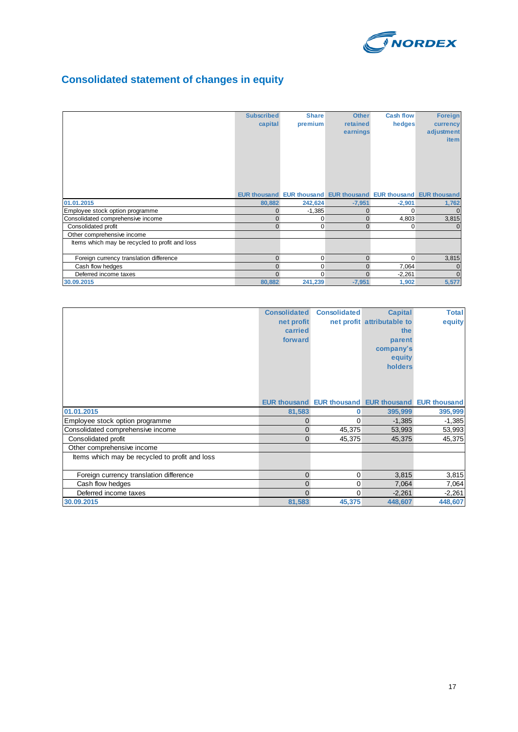## Consolidated statement of changes in equity

| | Subscribed capital | Share premium | Other retained earnings | Cash flow hedges | Foreign currency adjustment item |
|---|---|---|---|---|---|
| | EUR thousand | EUR thousand | EUR thousand | EUR thousand | EUR thousand |
| **01.01.2015** | **80,882** | **242,624** | **-7,951** | **-2,901** | **1,762** |
| Employee stock option programme | 0 | -1,385 | 0 | 0 | 0 |
| Consolidated comprehensive income | 0 | 0 | 0 | 4,803 | 3,815 |
| Consolidated profit | 0 | 0 | 0 | 0 | 0 |
| Other comprehensive income | | | | | |
| Items which may be recycled to profit and loss | | | | | |
| Foreign currency translation difference | 0 | 0 | 0 | 0 | 3,815 |
| Cash flow hedges | 0 | 0 | 0 | 7,064 | 0 |
| Deferred income taxes | 0 | 0 | 0 | -2,261 | 0 |
| **30.09.2015** | **80,882** | **241,239** | **-7,951** | **1,902** | **5,577** |

| | Consolidated net profit carried forward | Consolidated net profit | Capital attributable to the parent company's equity holders | Total equity |
|---|---|---|---|---|
| | EUR thousand | EUR thousand | EUR thousand | EUR thousand |
| **01.01.2015** | **81,583** | **0** | **395,999** | **395,999** |
| Employee stock option programme | 0 | 0 | -1,385 | -1,385 |
| Consolidated comprehensive income | 0 | 45,375 | 53,993 | 53,993 |
| Consolidated profit | 0 | 45,375 | 45,375 | 45,375 |
| Other comprehensive income | | | | |
| Items which may be recycled to profit and loss | | | | |
| Foreign currency translation difference | 0 | 0 | 3,815 | 3,815 |
| Cash flow hedges | 0 | 0 | 7,064 | 7,064 |
| Deferred income taxes | 0 | 0 | -2,261 | -2,261 |
| **30.09.2015** | **81,583** | **45,375** | **448,607** | **448,607** |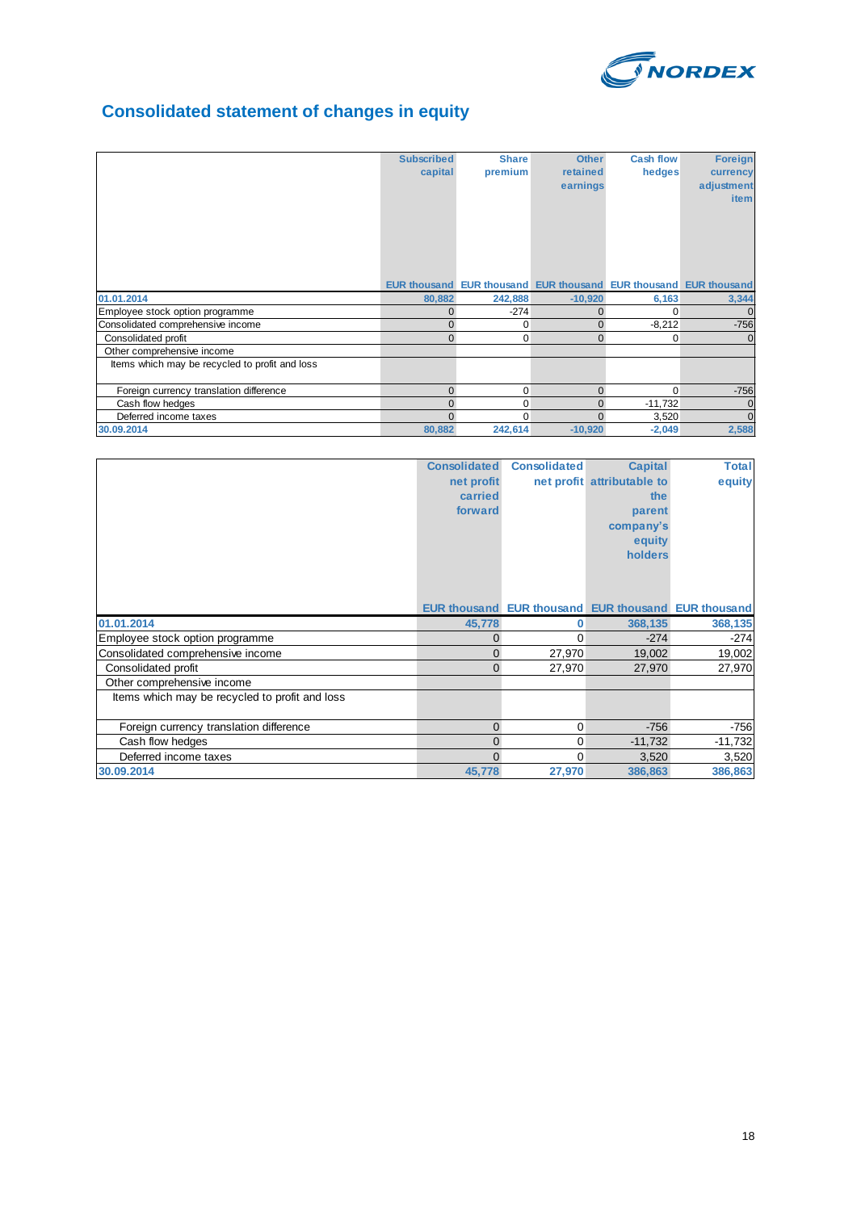# Consolidated statement of changes in equity

| | Subscribed capital | Share premium | Other retained earnings | Cash flow hedges | Foreign currency adjustment item |
|---|---|---|---|---|---|
| | EUR thousand | EUR thousand | EUR thousand | EUR thousand | EUR thousand |
| **01.01.2014** | **80,882** | **242,888** | **-10,920** | **6,163** | **3,344** |
| Employee stock option programme | 0 | -274 | 0 | 0 | 0 |
| Consolidated comprehensive income | 0 | 0 | 0 | -8,212 | -756 |
| Consolidated profit | 0 | 0 | 0 | 0 | 0 |
| Other comprehensive income | | | | | |
| Items which may be recycled to profit and loss | | | | | |
| Foreign currency translation difference | 0 | 0 | 0 | 0 | -756 |
| Cash flow hedges | 0 | 0 | 0 | -11,732 | 0 |
| Deferred income taxes | 0 | 0 | 0 | 3,520 | 0 |
| **30.09.2014** | **80,882** | **242,614** | **-10,920** | **-2,049** | **2,588** |

| | Consolidated net profit carried forward | Consolidated net profit | Capital attributable to the parent company's equity holders | Total equity |
|---|---|---|---|---|
| | EUR thousand | EUR thousand | EUR thousand | EUR thousand |
| **01.01.2014** | **45,778** | **0** | **368,135** | **368,135** |
| Employee stock option programme | 0 | 0 | -274 | -274 |
| Consolidated comprehensive income | 0 | 27,970 | 19,002 | 19,002 |
| Consolidated profit | 0 | 27,970 | 27,970 | 27,970 |
| Other comprehensive income | | | | |
| Items which may be recycled to profit and loss | | | | |
| Foreign currency translation difference | 0 | 0 | -756 | -756 |
| Cash flow hedges | 0 | 0 | -11,732 | -11,732 |
| Deferred income taxes | 0 | 0 | 3,520 | 3,520 |
| **30.09.2014** | **45,778** | **27,970** | **386,863** | **386,863** |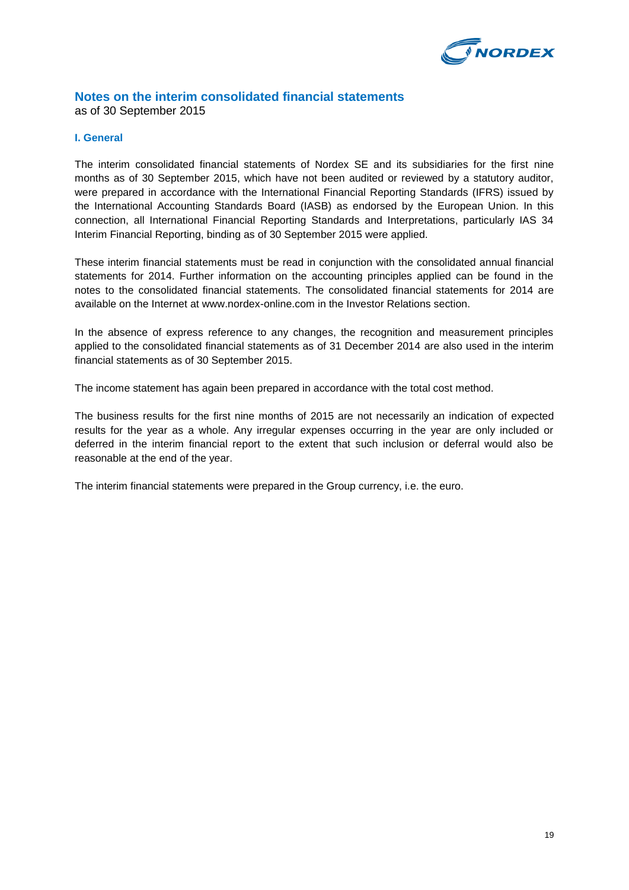## Notes on the interim consolidated financial statements

as of 30 September 2015

### I. General

The interim consolidated financial statements of Nordex SE and its subsidiaries for the first nine months as of 30 September 2015, which have not been audited or reviewed by a statutory auditor, were prepared in accordance with the International Financial Reporting Standards (IFRS) issued by the International Accounting Standards Board (IASB) as endorsed by the European Union. In this connection, all International Financial Reporting Standards and Interpretations, particularly IAS 34 Interim Financial Reporting, binding as of 30 September 2015 were applied.

These interim financial statements must be read in conjunction with the consolidated annual financial statements for 2014. Further information on the accounting principles applied can be found in the notes to the consolidated financial statements. The consolidated financial statements for 2014 are available on the Internet at www.nordex-online.com in the Investor Relations section.

In the absence of express reference to any changes, the recognition and measurement principles applied to the consolidated financial statements as of 31 December 2014 are also used in the interim financial statements as of 30 September 2015.

The income statement has again been prepared in accordance with the total cost method.

The business results for the first nine months of 2015 are not necessarily an indication of expected results for the year as a whole. Any irregular expenses occurring in the year are only included or deferred in the interim financial report to the extent that such inclusion or deferral would also be reasonable at the end of the year.

The interim financial statements were prepared in the Group currency, i.e. the euro.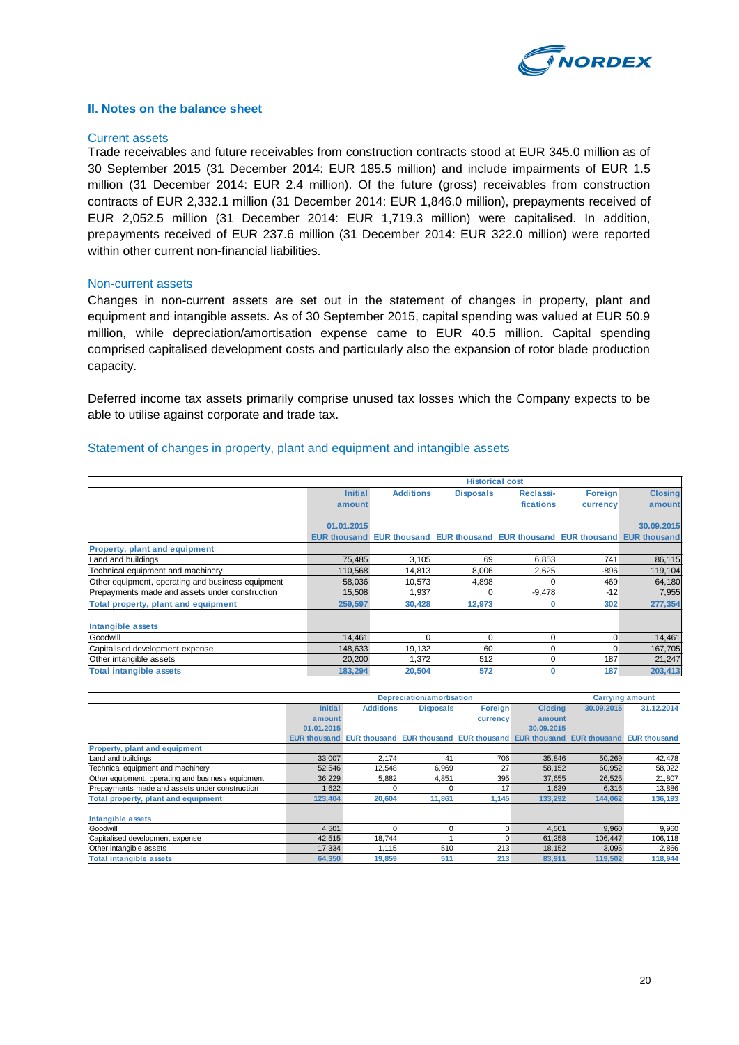## II. Notes on the balance sheet

### Current assets

Trade receivables and future receivables from construction contracts stood at EUR 345.0 million as of 30 September 2015 (31 December 2014: EUR 185.5 million) and include impairments of EUR 1.5 million (31 December 2014: EUR 2.4 million). Of the future (gross) receivables from construction contracts of EUR 2,332.1 million (31 December 2014: EUR 1,846.0 million), prepayments received of EUR 2,052.5 million (31 December 2014: EUR 1,719.3 million) were capitalised. In addition, prepayments received of EUR 237.6 million (31 December 2014: EUR 322.0 million) were reported within other current non-financial liabilities.

### Non-current assets

Changes in non-current assets are set out in the statement of changes in property, plant and equipment and intangible assets. As of 30 September 2015, capital spending was valued at EUR 50.9 million, while depreciation/amortisation expense came to EUR 40.5 million. Capital spending comprised capitalised development costs and particularly also the expansion of rotor blade production capacity.

Deferred income tax assets primarily comprise unused tax losses which the Company expects to be able to utilise against corporate and trade tax.

### Statement of changes in property, plant and equipment and intangible assets

| | Historical cost | | | | | |
|---|---|---|---|---|---|---|
| | Initial amount 01.01.2015 | Additions | Disposals | Reclassi-fications | Foreign currency | Closing amount 30.09.2015 |
| | EUR thousand | EUR thousand | EUR thousand | EUR thousand | EUR thousand | EUR thousand |
| **Property, plant and equipment** | | | | | | |
| Land and buildings | 75,485 | 3,105 | 69 | 6,853 | 741 | 86,115 |
| Technical equipment and machinery | 110,568 | 14,813 | 8,006 | 2,625 | -896 | 119,104 |
| Other equipment, operating and business equipment | 58,036 | 10,573 | 4,898 | 0 | 469 | 64,180 |
| Prepayments made and assets under construction | 15,508 | 1,937 | 0 | -9,478 | -12 | 7,955 |
| **Total property, plant and equipment** | **259,597** | **30,428** | **12,973** | **0** | **302** | **277,354** |
| **Intangible assets** | | | | | | |
| Goodwill | 14,461 | 0 | 0 | 0 | 0 | 14,461 |
| Capitalised development expense | 148,633 | 19,132 | 60 | 0 | 0 | 167,705 |
| Other intangible assets | 20,200 | 1,372 | 512 | 0 | 187 | 21,247 |
| **Total intangible assets** | **183,294** | **20,504** | **572** | **0** | **187** | **203,413** |

| | Depreciation/amortisation | | | | | Carrying amount | |
|---|---|---|---|---|---|---|---|
| | Initial amount 01.01.2015 | Additions | Disposals | Foreign currency | Closing amount 30.09.2015 | 30.09.2015 | 31.12.2014 |
| | EUR thousand | EUR thousand | EUR thousand | EUR thousand | EUR thousand | EUR thousand | EUR thousand |
| **Property, plant and equipment** | | | | | | | |
| Land and buildings | 33,007 | 2,174 | 41 | 706 | 35,846 | 50,269 | 42,478 |
| Technical equipment and machinery | 52,546 | 12,548 | 6,969 | 27 | 58,152 | 60,952 | 58,022 |
| Other equipment, operating and business equipment | 36,229 | 5,882 | 4,851 | 395 | 37,655 | 26,525 | 21,807 |
| Prepayments made and assets under construction | 1,622 | 0 | 0 | 17 | 1,639 | 6,316 | 13,886 |
| **Total property, plant and equipment** | **123,404** | **20,604** | **11,861** | **1,145** | **133,292** | **144,062** | **136,193** |
| **Intangible assets** | | | | | | | |
| Goodwill | 4,501 | 0 | 0 | 0 | 4,501 | 9,960 | 9,960 |
| Capitalised development expense | 42,515 | 18,744 | 1 | 0 | 61,258 | 106,447 | 106,118 |
| Other intangible assets | 17,334 | 1,115 | 510 | 213 | 18,152 | 3,095 | 2,866 |
| **Total intangible assets** | **64,350** | **19,859** | **511** | **213** | **83,911** | **119,502** | **118,944** |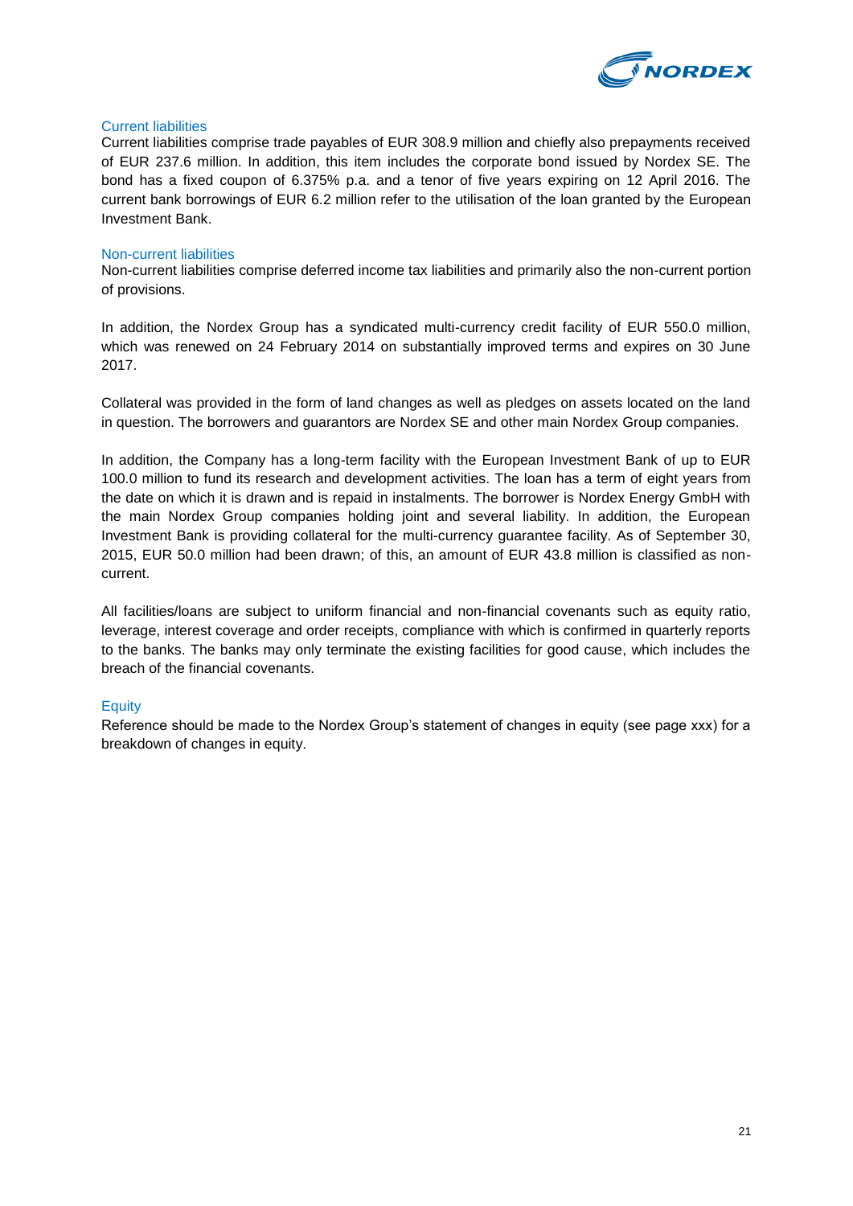### Current liabilities

Current liabilities comprise trade payables of EUR 308.9 million and chiefly also prepayments received of EUR 237.6 million. In addition, this item includes the corporate bond issued by Nordex SE. The bond has a fixed coupon of 6.375% p.a. and a tenor of five years expiring on 12 April 2016. The current bank borrowings of EUR 6.2 million refer to the utilisation of the loan granted by the European Investment Bank.

### Non-current liabilities

Non-current liabilities comprise deferred income tax liabilities and primarily also the non-current portion of provisions.

In addition, the Nordex Group has a syndicated multi-currency credit facility of EUR 550.0 million, which was renewed on 24 February 2014 on substantially improved terms and expires on 30 June 2017.

Collateral was provided in the form of land changes as well as pledges on assets located on the land in question. The borrowers and guarantors are Nordex SE and other main Nordex Group companies.

In addition, the Company has a long-term facility with the European Investment Bank of up to EUR 100.0 million to fund its research and development activities. The loan has a term of eight years from the date on which it is drawn and is repaid in instalments. The borrower is Nordex Energy GmbH with the main Nordex Group companies holding joint and several liability. In addition, the European Investment Bank is providing collateral for the multi-currency guarantee facility. As of September 30, 2015, EUR 50.0 million had been drawn; of this, an amount of EUR 43.8 million is classified as non-current.

All facilities/loans are subject to uniform financial and non-financial covenants such as equity ratio, leverage, interest coverage and order receipts, compliance with which is confirmed in quarterly reports to the banks. The banks may only terminate the existing facilities for good cause, which includes the breach of the financial covenants.

### Equity

Reference should be made to the Nordex Group's statement of changes in equity (see page xxx) for a breakdown of changes in equity.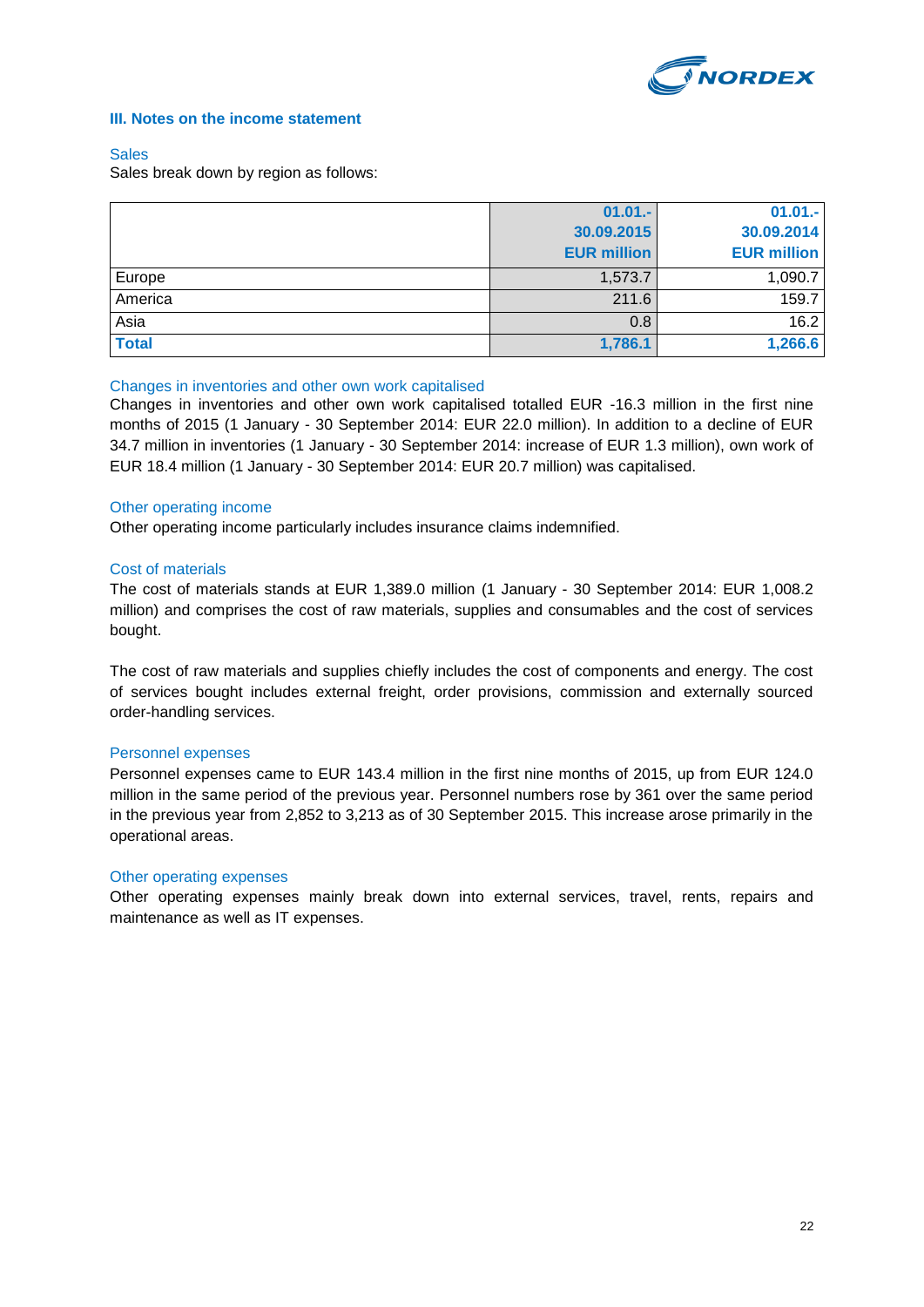### III. Notes on the income statement

#### Sales

Sales break down by region as follows:

| | 01.01.- 30.09.2015 EUR million | 01.01.- 30.09.2014 EUR million |
|---|---:|---:|
| Europe | 1,573.7 | 1,090.7 |
| America | 211.6 | 159.7 |
| Asia | 0.8 | 16.2 |
| **Total** | **1,786.1** | **1,266.6** |

#### Changes in inventories and other own work capitalised

Changes in inventories and other own work capitalised totalled EUR -16.3 million in the first nine months of 2015 (1 January - 30 September 2014: EUR 22.0 million). In addition to a decline of EUR 34.7 million in inventories (1 January - 30 September 2014: increase of EUR 1.3 million), own work of EUR 18.4 million (1 January - 30 September 2014: EUR 20.7 million) was capitalised.

#### Other operating income

Other operating income particularly includes insurance claims indemnified.

#### Cost of materials

The cost of materials stands at EUR 1,389.0 million (1 January - 30 September 2014: EUR 1,008.2 million) and comprises the cost of raw materials, supplies and consumables and the cost of services bought.

The cost of raw materials and supplies chiefly includes the cost of components and energy. The cost of services bought includes external freight, order provisions, commission and externally sourced order-handling services.

#### Personnel expenses

Personnel expenses came to EUR 143.4 million in the first nine months of 2015, up from EUR 124.0 million in the same period of the previous year. Personnel numbers rose by 361 over the same period in the previous year from 2,852 to 3,213 as of 30 September 2015. This increase arose primarily in the operational areas.

#### Other operating expenses

Other operating expenses mainly break down into external services, travel, rents, repairs and maintenance as well as IT expenses.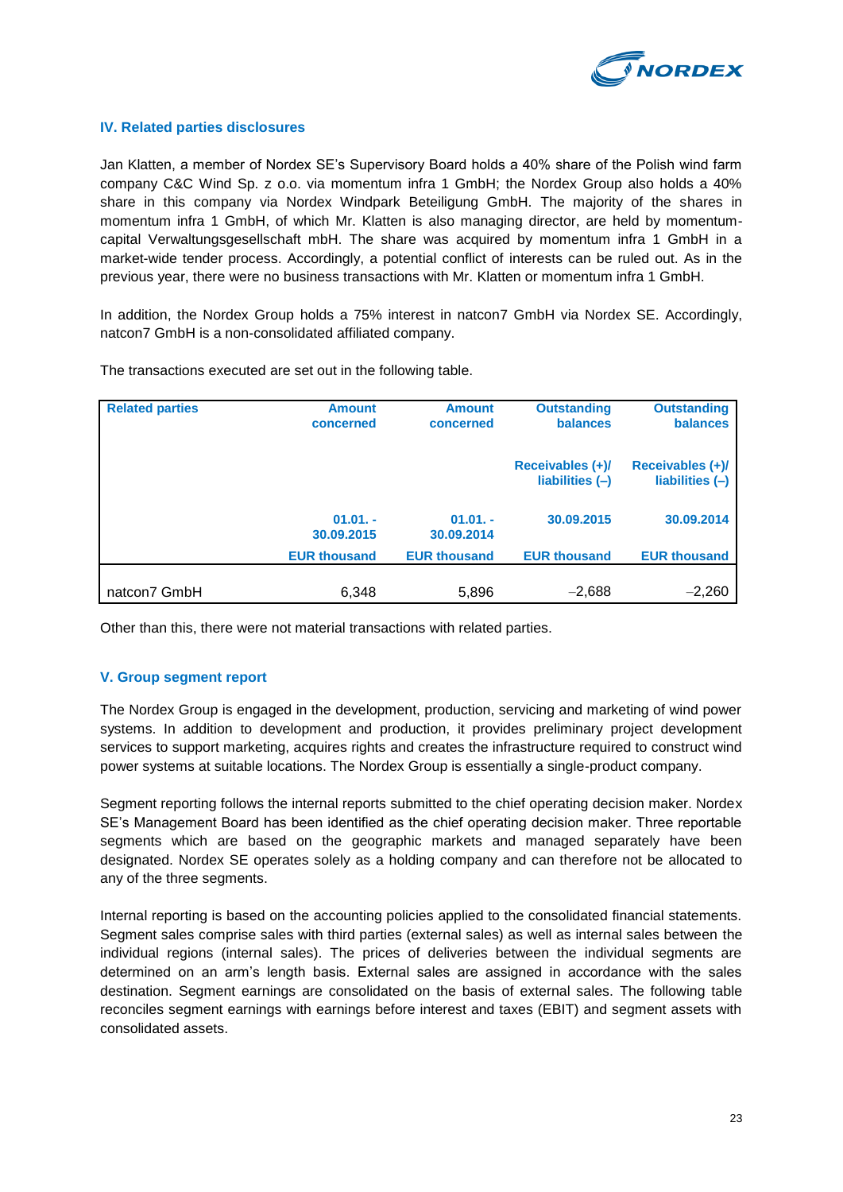### IV. Related parties disclosures

Jan Klatten, a member of Nordex SE's Supervisory Board holds a 40% share of the Polish wind farm company C&C Wind Sp. z o.o. via momentum infra 1 GmbH; the Nordex Group also holds a 40% share in this company via Nordex Windpark Beteiligung GmbH. The majority of the shares in momentum infra 1 GmbH, of which Mr. Klatten is also managing director, are held by momentum-capital Verwaltungsgesellschaft mbH. The share was acquired by momentum infra 1 GmbH in a market-wide tender process. Accordingly, a potential conflict of interests can be ruled out. As in the previous year, there were no business transactions with Mr. Klatten or momentum infra 1 GmbH.

In addition, the Nordex Group holds a 75% interest in natcon7 GmbH via Nordex SE. Accordingly, natcon7 GmbH is a non-consolidated affiliated company.

The transactions executed are set out in the following table.

| Related parties | Amount concerned | Amount concerned | Outstanding balances | Outstanding balances |
|---|---|---|---|---|
| | | | Receivables (+)/ liabilities (–) | Receivables (+)/ liabilities (–) |
| | 01.01. - 30.09.2015 | 01.01. - 30.09.2014 | 30.09.2015 | 30.09.2014 |
| | EUR thousand | EUR thousand | EUR thousand | EUR thousand |
| natcon7 GmbH | 6,348 | 5,896 | –2,688 | –2,260 |

Other than this, there were not material transactions with related parties.

### V. Group segment report

The Nordex Group is engaged in the development, production, servicing and marketing of wind power systems. In addition to development and production, it provides preliminary project development services to support marketing, acquires rights and creates the infrastructure required to construct wind power systems at suitable locations. The Nordex Group is essentially a single-product company.

Segment reporting follows the internal reports submitted to the chief operating decision maker. Nordex SE's Management Board has been identified as the chief operating decision maker. Three reportable segments which are based on the geographic markets and managed separately have been designated. Nordex SE operates solely as a holding company and can therefore not be allocated to any of the three segments.

Internal reporting is based on the accounting policies applied to the consolidated financial statements. Segment sales comprise sales with third parties (external sales) as well as internal sales between the individual regions (internal sales). The prices of deliveries between the individual segments are determined on an arm's length basis. External sales are assigned in accordance with the sales destination. Segment earnings are consolidated on the basis of external sales. The following table reconciles segment earnings with earnings before interest and taxes (EBIT) and segment assets with consolidated assets.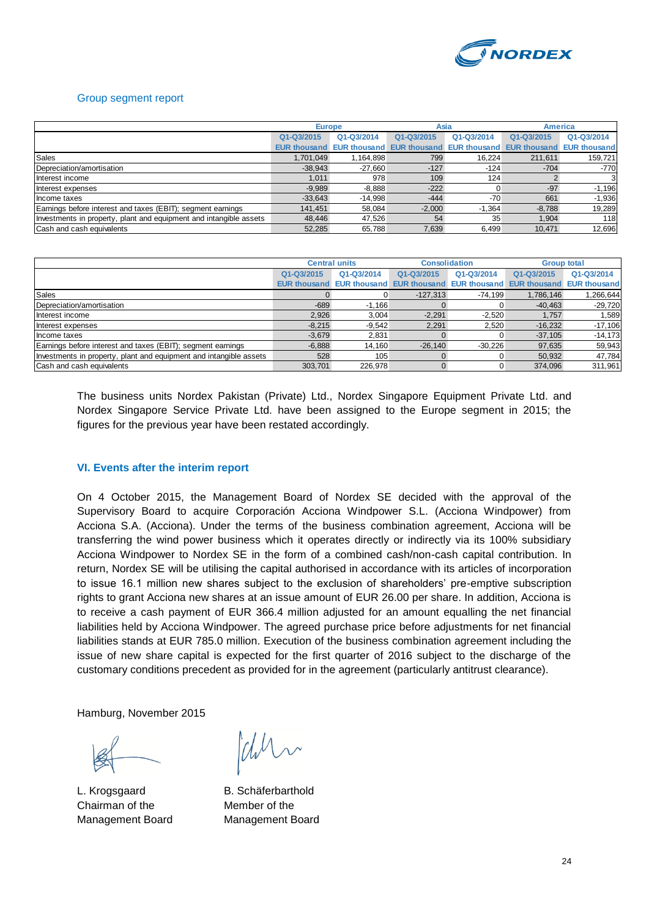## Group segment report

| | Europe | | Asia | | America | |
|---|---|---|---|---|---|---|
| | Q1-Q3/2015 EUR thousand | Q1-Q3/2014 EUR thousand | Q1-Q3/2015 EUR thousand | Q1-Q3/2014 EUR thousand | Q1-Q3/2015 EUR thousand | Q1-Q3/2014 EUR thousand |
| Sales | 1,701,049 | 1,164,898 | 799 | 16,224 | 211,611 | 159,721 |
| Depreciation/amortisation | -38,943 | -27,660 | -127 | -124 | -704 | -770 |
| Interest income | 1,011 | 978 | 109 | 124 | 2 | 3 |
| Interest expenses | -9,989 | -8,888 | -222 | 0 | -97 | -1,196 |
| Income taxes | -33,643 | -14,998 | -444 | -70 | 661 | -1,936 |
| Earnings before interest and taxes (EBIT); segment earnings | 141,451 | 58,084 | -2,000 | -1,364 | -8,788 | 19,289 |
| Investments in property, plant and equipment and intangible assets | 48,446 | 47,526 | 54 | 35 | 1,904 | 118 |
| Cash and cash equivalents | 52,285 | 65,788 | 7,639 | 6,499 | 10,471 | 12,696 |

| | Central units | | Consolidation | | Group total | |
|---|---|---|---|---|---|---|
| | Q1-Q3/2015 EUR thousand | Q1-Q3/2014 EUR thousand | Q1-Q3/2015 EUR thousand | Q1-Q3/2014 EUR thousand | Q1-Q3/2015 EUR thousand | Q1-Q3/2014 EUR thousand |
| Sales | 0 | 0 | -127,313 | -74,199 | 1,786,146 | 1,266,644 |
| Depreciation/amortisation | -689 | -1,166 | 0 | 0 | -40,463 | -29,720 |
| Interest income | 2,926 | 3,004 | -2,291 | -2,520 | 1,757 | 1,589 |
| Interest expenses | -8,215 | -9,542 | 2,291 | 2,520 | -16,232 | -17,106 |
| Income taxes | -3,679 | 2,831 | 0 | 0 | -37,105 | -14,173 |
| Earnings before interest and taxes (EBIT); segment earnings | -6,888 | 14,160 | -26,140 | -30,226 | 97,635 | 59,943 |
| Investments in property, plant and equipment and intangible assets | 528 | 105 | 0 | 0 | 50,932 | 47,784 |
| Cash and cash equivalents | 303,701 | 226,978 | 0 | 0 | 374,096 | 311,961 |

The business units Nordex Pakistan (Private) Ltd., Nordex Singapore Equipment Private Ltd. and Nordex Singapore Service Private Ltd. have been assigned to the Europe segment in 2015; the figures for the previous year have been restated accordingly.

## VI. Events after the interim report

On 4 October 2015, the Management Board of Nordex SE decided with the approval of the Supervisory Board to acquire Corporación Acciona Windpower S.L. (Acciona Windpower) from Acciona S.A. (Acciona). Under the terms of the business combination agreement, Acciona will be transferring the wind power business which it operates directly or indirectly via its 100% subsidiary Acciona Windpower to Nordex SE in the form of a combined cash/non-cash capital contribution. In return, Nordex SE will be utilising the capital authorised in accordance with its articles of incorporation to issue 16.1 million new shares subject to the exclusion of shareholders' pre-emptive subscription rights to grant Acciona new shares at an issue amount of EUR 26.00 per share. In addition, Acciona is to receive a cash payment of EUR 366.4 million adjusted for an amount equalling the net financial liabilities held by Acciona Windpower. The agreed purchase price before adjustments for net financial liabilities stands at EUR 785.0 million. Execution of the business combination agreement including the issue of new share capital is expected for the first quarter of 2016 subject to the discharge of the customary conditions precedent as provided for in the agreement (particularly antitrust clearance).

Hamburg, November 2015

L. Krogsgaard
Chairman of the
Management Board

B. Schäferbarthold
Member of the
Management Board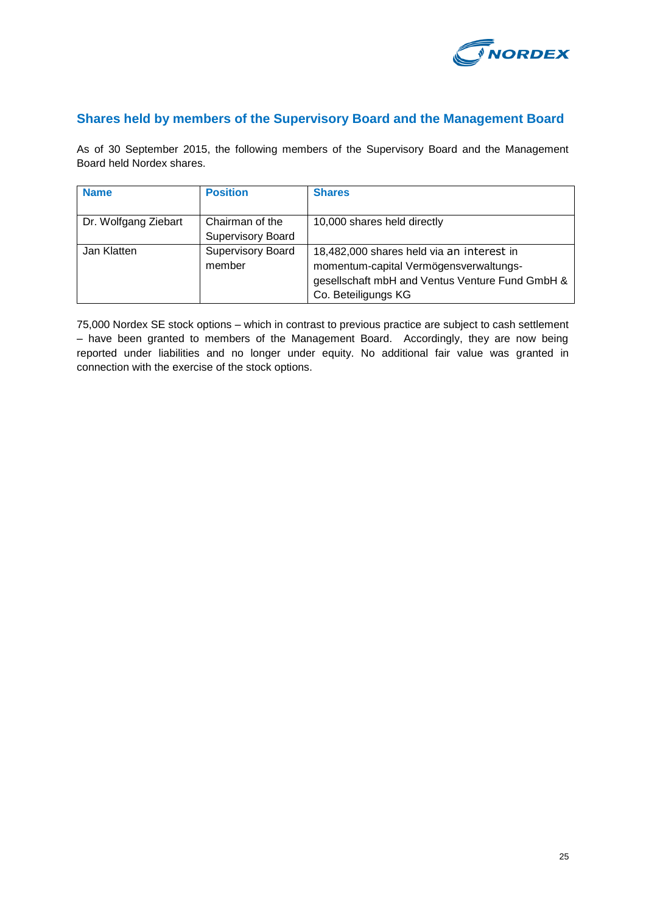## Shares held by members of the Supervisory Board and the Management Board

As of 30 September 2015, the following members of the Supervisory Board and the Management Board held Nordex shares.

| Name | Position | Shares |
|---|---|---|
| Dr. Wolfgang Ziebart | Chairman of the Supervisory Board | 10,000 shares held directly |
| Jan Klatten | Supervisory Board member | 18,482,000 shares held via an interest in momentum-capital Vermögensverwaltungs-gesellschaft mbH and Ventus Venture Fund GmbH & Co. Beteiligungs KG |

75,000 Nordex SE stock options – which in contrast to previous practice are subject to cash settlement – have been granted to members of the Management Board. Accordingly, they are now being reported under liabilities and no longer under equity. No additional fair value was granted in connection with the exercise of the stock options.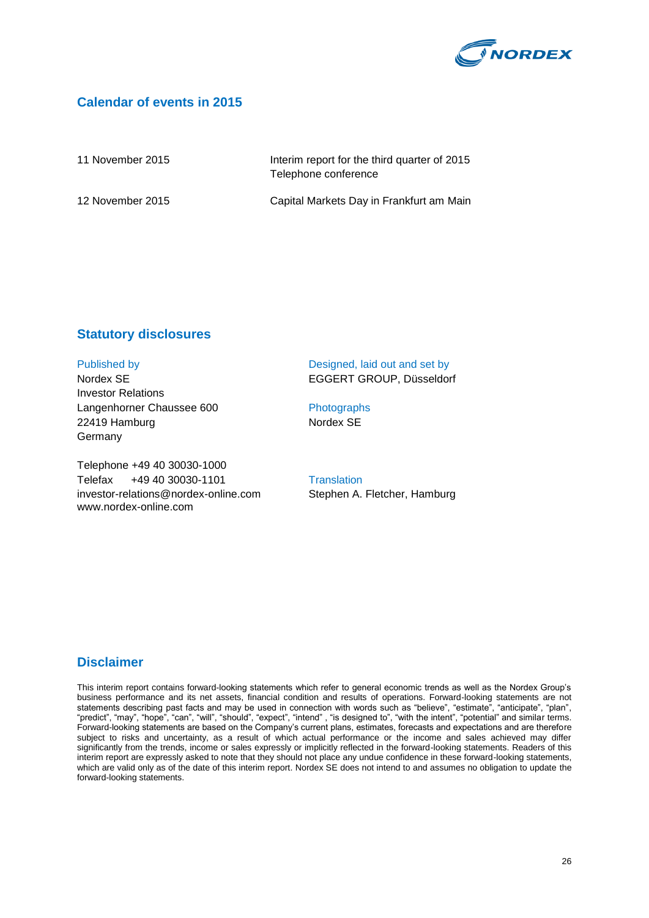## Calendar of events in 2015

| | |
|---|---|
| 11 November 2015 | Interim report for the third quarter of 2015<br>Telephone conference |
| 12 November 2015 | Capital Markets Day in Frankfurt am Main |

## Statutory disclosures

**Published by**
Nordex SE
Investor Relations
Langenhorner Chaussee 600
22419 Hamburg
Germany

Telephone +49 40 30030-1000
Telefax +49 40 30030-1101
investor-relations@nordex-online.com
www.nordex-online.com

**Designed, laid out and set by**
EGGERT GROUP, Düsseldorf

**Photographs**
Nordex SE

**Translation**
Stephen A. Fletcher, Hamburg

## Disclaimer

This interim report contains forward-looking statements which refer to general economic trends as well as the Nordex Group's business performance and its net assets, financial condition and results of operations. Forward-looking statements are not statements describing past facts and may be used in connection with words such as "believe", "estimate", "anticipate", "plan", "predict", "may", "hope", "can", "will", "should", "expect", "intend" , "is designed to", "with the intent", "potential" and similar terms. Forward-looking statements are based on the Company's current plans, estimates, forecasts and expectations and are therefore subject to risks and uncertainty, as a result of which actual performance or the income and sales achieved may differ significantly from the trends, income or sales expressly or implicitly reflected in the forward-looking statements. Readers of this interim report are expressly asked to note that they should not place any undue confidence in these forward-looking statements, which are valid only as of the date of this interim report. Nordex SE does not intend to and assumes no obligation to update the forward-looking statements.